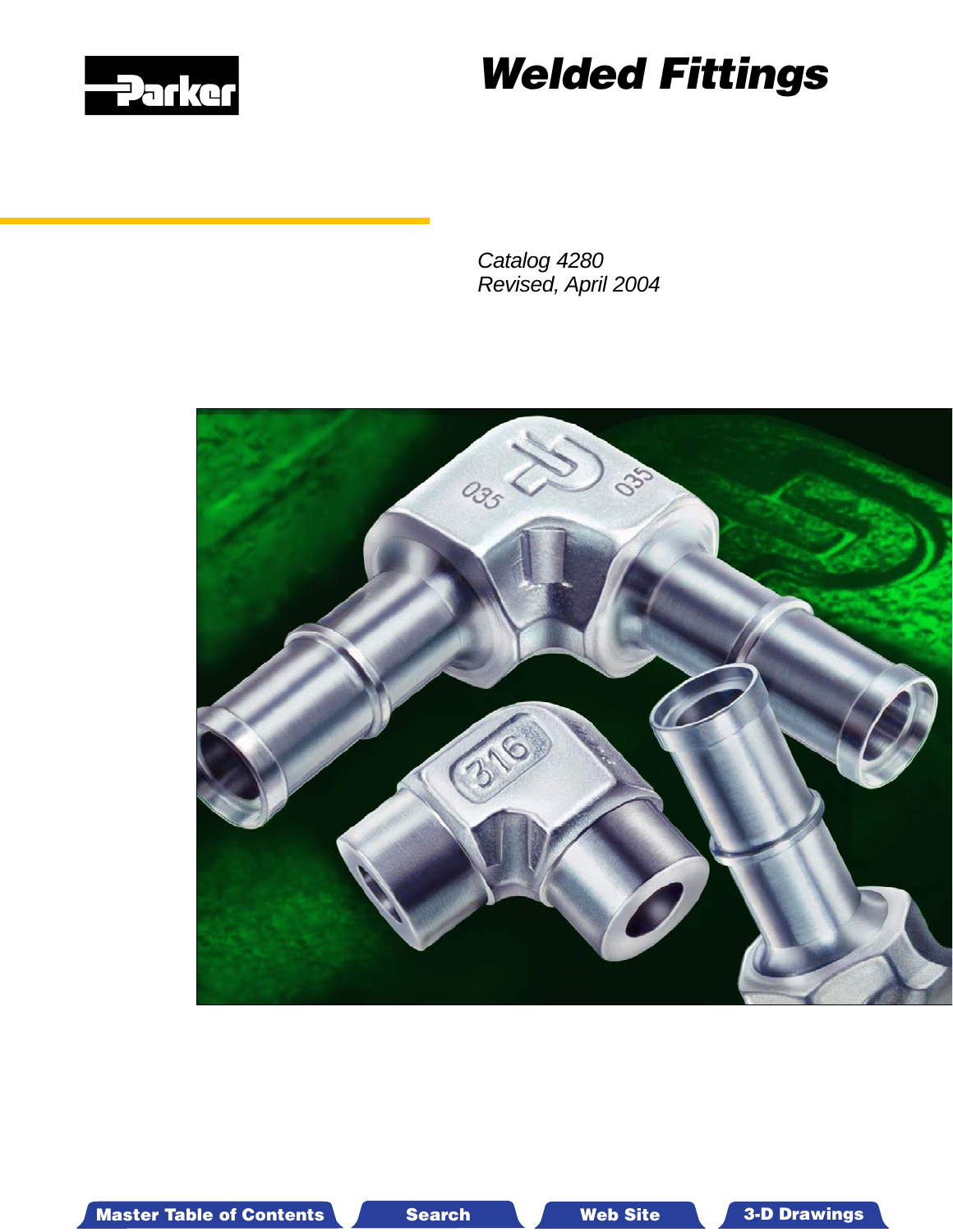Parker

# Welded Fittings

*Catalog 4280*
*Revised, April 2004*

Master Table of Contents | Search | Web Site | 3-D Drawings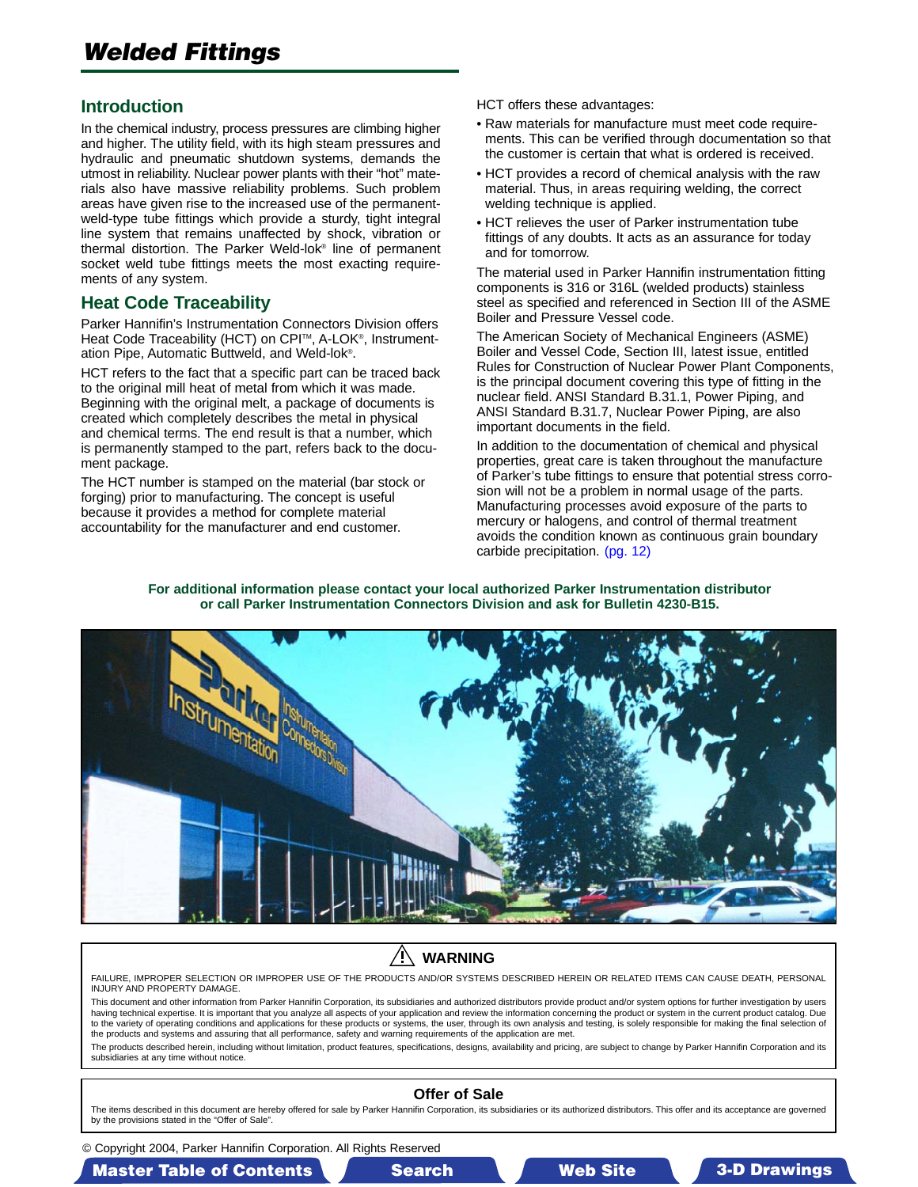# Welded Fittings

## Introduction

In the chemical industry, process pressures are climbing higher and higher. The utility field, with its high steam pressures and hydraulic and pneumatic shutdown systems, demands the utmost in reliability. Nuclear power plants with their "hot" materials also have massive reliability problems. Such problem areas have given rise to the increased use of the permanent-weld-type tube fittings which provide a sturdy, tight integral line system that remains unaffected by shock, vibration or thermal distortion. The Parker Weld-lok® line of permanent socket weld tube fittings meets the most exacting requirements of any system.

## Heat Code Traceability

Parker Hannifin's Instrumentation Connectors Division offers Heat Code Traceability (HCT) on CPI™, A-LOK®, Instrumentation Pipe, Automatic Buttweld, and Weld-lok®.

HCT refers to the fact that a specific part can be traced back to the original mill heat of metal from which it was made. Beginning with the original melt, a package of documents is created which completely describes the metal in physical and chemical terms. The end result is that a number, which is permanently stamped to the part, refers back to the document package.

The HCT number is stamped on the material (bar stock or forging) prior to manufacturing. The concept is useful because it provides a method for complete material accountability for the manufacturer and end customer.

HCT offers these advantages:

- Raw materials for manufacture must meet code requirements. This can be verified through documentation so that the customer is certain that what is ordered is received.
- HCT provides a record of chemical analysis with the raw material. Thus, in areas requiring welding, the correct welding technique is applied.
- HCT relieves the user of Parker instrumentation tube fittings of any doubts. It acts as an assurance for today and for tomorrow.

The material used in Parker Hannifin instrumentation fitting components is 316 or 316L (welded products) stainless steel as specified and referenced in Section III of the ASME Boiler and Pressure Vessel code.

The American Society of Mechanical Engineers (ASME) Boiler and Vessel Code, Section III, latest issue, entitled Rules for Construction of Nuclear Power Plant Components, is the principal document covering this type of fitting in the nuclear field. ANSI Standard B.31.1, Power Piping, and ANSI Standard B.31.7, Nuclear Power Piping, are also important documents in the field.

In addition to the documentation of chemical and physical properties, great care is taken throughout the manufacture of Parker's tube fittings to ensure that potential stress corrosion will not be a problem in normal usage of the parts. Manufacturing processes avoid exposure of the parts to mercury or halogens, and control of thermal treatment avoids the condition known as continuous grain boundary carbide precipitation. (pg. 12)

**For additional information please contact your local authorized Parker Instrumentation distributor or call Parker Instrumentation Connectors Division and ask for Bulletin 4230-B15.**

### ⚠ WARNING

FAILURE, IMPROPER SELECTION OR IMPROPER USE OF THE PRODUCTS AND/OR SYSTEMS DESCRIBED HEREIN OR RELATED ITEMS CAN CAUSE DEATH, PERSONAL INJURY AND PROPERTY DAMAGE.

This document and other information from Parker Hannifin Corporation, its subsidiaries and authorized distributors provide product and/or system options for further investigation by users having technical expertise. It is important that you analyze all aspects of your application and review the information concerning the product or system in the current product catalog. Due to the variety of operating conditions and applications for these products or systems, the user, through its own analysis and testing, is solely responsible for making the final selection of the products and systems and assuring that all performance, safety and warning requirements of the application are met.

The products described herein, including without limitation, product features, specifications, designs, availability and pricing, are subject to change by Parker Hannifin Corporation and its subsidiaries at any time without notice.

### Offer of Sale

The items described in this document are hereby offered for sale by Parker Hannifin Corporation, its subsidiaries or its authorized distributors. This offer and its acceptance are governed by the provisions stated in the "Offer of Sale".

© Copyright 2004, Parker Hannifin Corporation. All Rights Reserved

Master Table of Contents | Search | Web Site | 3-D Drawings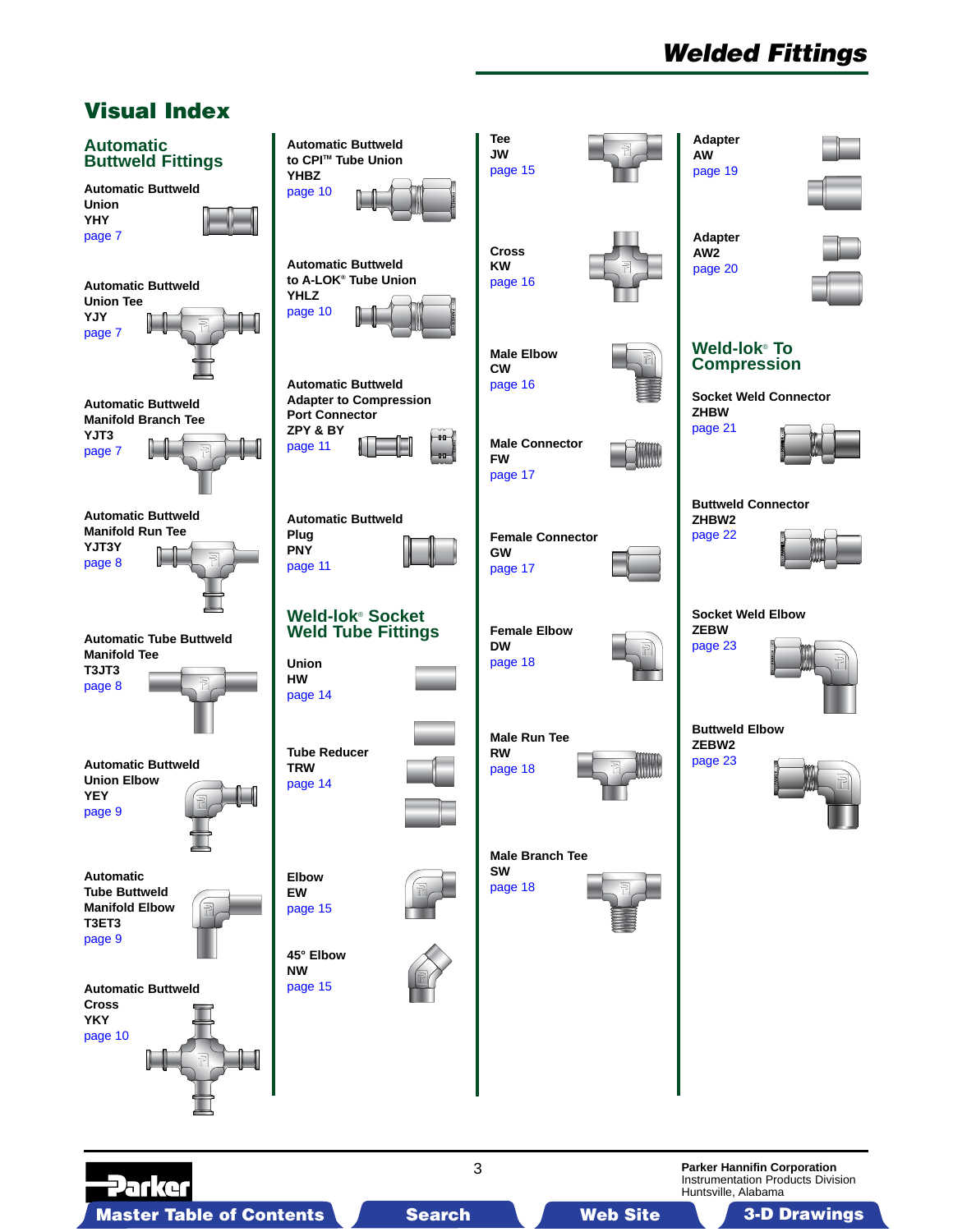# Visual Index

## Automatic Buttweld Fittings

**Automatic Buttweld Union**
**YHY**
page 7

**Automatic Buttweld Union Tee**
**YJY**
page 7

**Automatic Buttweld Manifold Branch Tee**
**YJT3**
page 7

**Automatic Buttweld Manifold Run Tee**
**YJT3Y**
page 8

**Automatic Tube Buttweld Manifold Tee**
**T3JT3**
page 8

**Automatic Buttweld Union Elbow**
**YEY**
page 9

**Automatic Tube Buttweld Manifold Elbow**
**T3ET3**
page 9

**Automatic Buttweld Cross**
**YKY**
page 10

**Automatic Buttweld to CPI™ Tube Union**
**YHBZ**
page 10

**Automatic Buttweld to A-LOK® Tube Union**
**YHLZ**
page 10

**Automatic Buttweld Adapter to Compression Port Connector**
**ZPY & BY**
page 11

**Automatic Buttweld Plug**
**PNY**
page 11

## Weld-lok® Socket Weld Tube Fittings

**Union**
**HW**
page 14

**Tube Reducer**
**TRW**
page 14

**Elbow**
**EW**
page 15

**45° Elbow**
**NW**
page 15

**Tee**
**JW**
page 15

**Cross**
**KW**
page 16

**Male Elbow**
**CW**
page 16

**Male Connector**
**FW**
page 17

**Female Connector**
**GW**
page 17

**Female Elbow**
**DW**
page 18

**Male Run Tee**
**RW**
page 18

**Male Branch Tee**
**SW**
page 18

**Adapter**
**AW**
page 19

**Adapter**
**AW2**
page 20

## Weld-lok® To Compression

**Socket Weld Connector**
**ZHBW**
page 21

**Buttweld Connector**
**ZHBW2**
page 22

**Socket Weld Elbow**
**ZEBW**
page 23

**Buttweld Elbow**
**ZEBW2**
page 23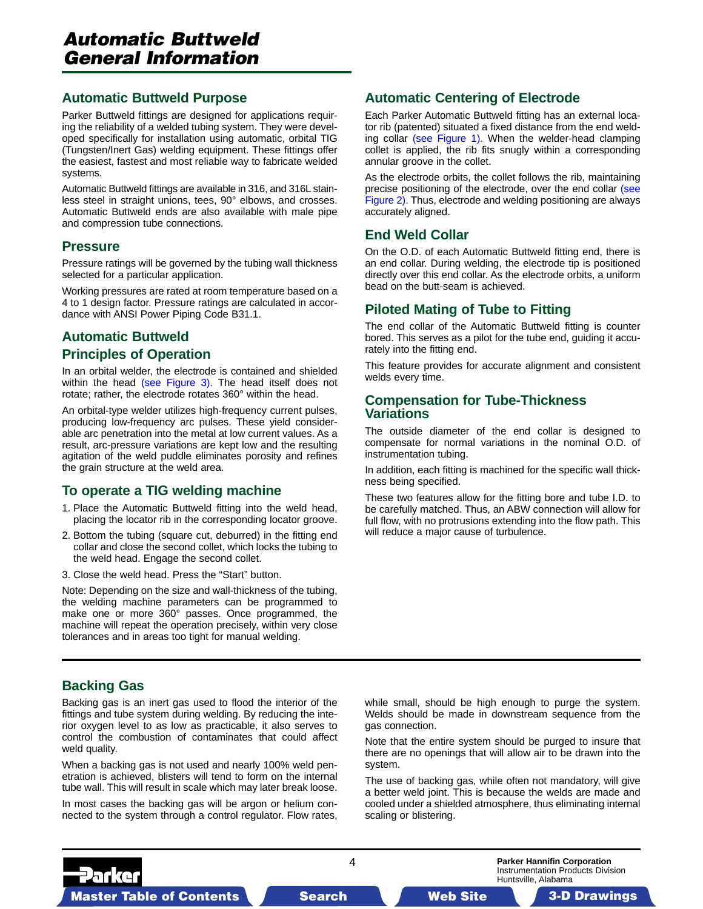# Automatic Buttweld General Information

## Automatic Buttweld Purpose

Parker Buttweld fittings are designed for applications requiring the reliability of a welded tubing system. They were developed specifically for installation using automatic, orbital TIG (Tungsten/Inert Gas) welding equipment. These fittings offer the easiest, fastest and most reliable way to fabricate welded systems.

Automatic Buttweld fittings are available in 316, and 316L stainless steel in straight unions, tees, 90° elbows, and crosses. Automatic Buttweld ends are also available with male pipe and compression tube connections.

## Pressure

Pressure ratings will be governed by the tubing wall thickness selected for a particular application.

Working pressures are rated at room temperature based on a 4 to 1 design factor. Pressure ratings are calculated in accordance with ANSI Power Piping Code B31.1.

## Automatic Buttweld Principles of Operation

In an orbital welder, the electrode is contained and shielded within the head (see Figure 3). The head itself does not rotate; rather, the electrode rotates 360° within the head.

An orbital-type welder utilizes high-frequency current pulses, producing low-frequency arc pulses. These yield considerable arc penetration into the metal at low current values. As a result, arc-pressure variations are kept low and the resulting agitation of the weld puddle eliminates porosity and refines the grain structure at the weld area.

## To operate a TIG welding machine

1. Place the Automatic Buttweld fitting into the weld head, placing the locator rib in the corresponding locator groove.
2. Bottom the tubing (square cut, deburred) in the fitting end collar and close the second collet, which locks the tubing to the weld head. Engage the second collet.
3. Close the weld head. Press the "Start" button.

Note: Depending on the size and wall-thickness of the tubing, the welding machine parameters can be programmed to make one or more 360° passes. Once programmed, the machine will repeat the operation precisely, within very close tolerances and in areas too tight for manual welding.

## Automatic Centering of Electrode

Each Parker Automatic Buttweld fitting has an external locator rib (patented) situated a fixed distance from the end welding collar (see Figure 1). When the welder-head clamping collet is applied, the rib fits snugly within a corresponding annular groove in the collet.

As the electrode orbits, the collet follows the rib, maintaining precise positioning of the electrode, over the end collar (see Figure 2). Thus, electrode and welding positioning are always accurately aligned.

## End Weld Collar

On the O.D. of each Automatic Buttweld fitting end, there is an end collar. During welding, the electrode tip is positioned directly over this end collar. As the electrode orbits, a uniform bead on the butt-seam is achieved.

## Piloted Mating of Tube to Fitting

The end collar of the Automatic Buttweld fitting is counter bored. This serves as a pilot for the tube end, guiding it accurately into the fitting end.

This feature provides for accurate alignment and consistent welds every time.

## Compensation for Tube-Thickness Variations

The outside diameter of the end collar is designed to compensate for normal variations in the nominal O.D. of instrumentation tubing.

In addition, each fitting is machined for the specific wall thickness being specified.

These two features allow for the fitting bore and tube I.D. to be carefully matched. Thus, an ABW connection will allow for full flow, with no protrusions extending into the flow path. This will reduce a major cause of turbulence.

## Backing Gas

Backing gas is an inert gas used to flood the interior of the fittings and tube system during welding. By reducing the interior oxygen level to as low as practicable, it also serves to control the combustion of contaminates that could affect weld quality.

When a backing gas is not used and nearly 100% weld penetration is achieved, blisters will tend to form on the internal tube wall. This will result in scale which may later break loose.

In most cases the backing gas will be argon or helium connected to the system through a control regulator. Flow rates, while small, should be high enough to purge the system. Welds should be made in downstream sequence from the gas connection.

Note that the entire system should be purged to insure that there are no openings that will allow air to be drawn into the system.

The use of backing gas, while often not mandatory, will give a better weld joint. This is because the welds are made and cooled under a shielded atmosphere, thus eliminating internal scaling or blistering.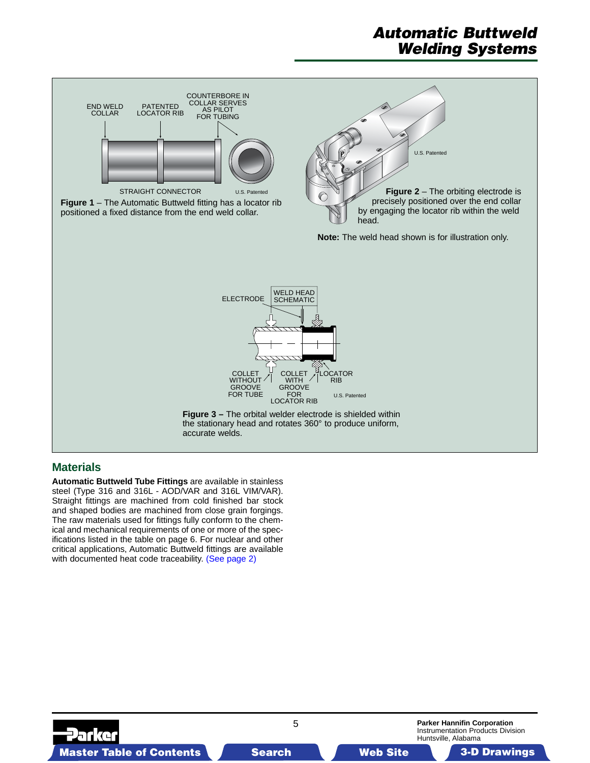END WELD COLLAR

PATENTED LOCATOR RIB

COUNTERBORE IN COLLAR SERVES AS PILOT FOR TUBING

STRAIGHT CONNECTOR

U.S. Patented

**Figure 1** – The Automatic Buttweld fitting has a locator rib positioned a fixed distance from the end weld collar.

U.S. Patented

**Figure 2** – The orbiting electrode is precisely positioned over the end collar by engaging the locator rib within the weld head.

**Note:** The weld head shown is for illustration only.

ELECTRODE

WELD HEAD SCHEMATIC

COLLET WITHOUT GROOVE FOR TUBE

COLLET WITH GROOVE FOR LOCATOR RIB

LOCATOR RIB

U.S. Patented

**Figure 3 –** The orbital welder electrode is shielded within the stationary head and rotates 360° to produce uniform, accurate welds.

## Materials

**Automatic Buttweld Tube Fittings** are available in stainless steel (Type 316 and 316L - AOD/VAR and 316L VIM/VAR). Straight fittings are machined from cold finished bar stock and shaped bodies are machined from close grain forgings. The raw materials used for fittings fully conform to the chemical and mechanical requirements of one or more of the specifications listed in the table on page 6. For nuclear and other critical applications, Automatic Buttweld fittings are available with documented heat code traceability. (See page 2)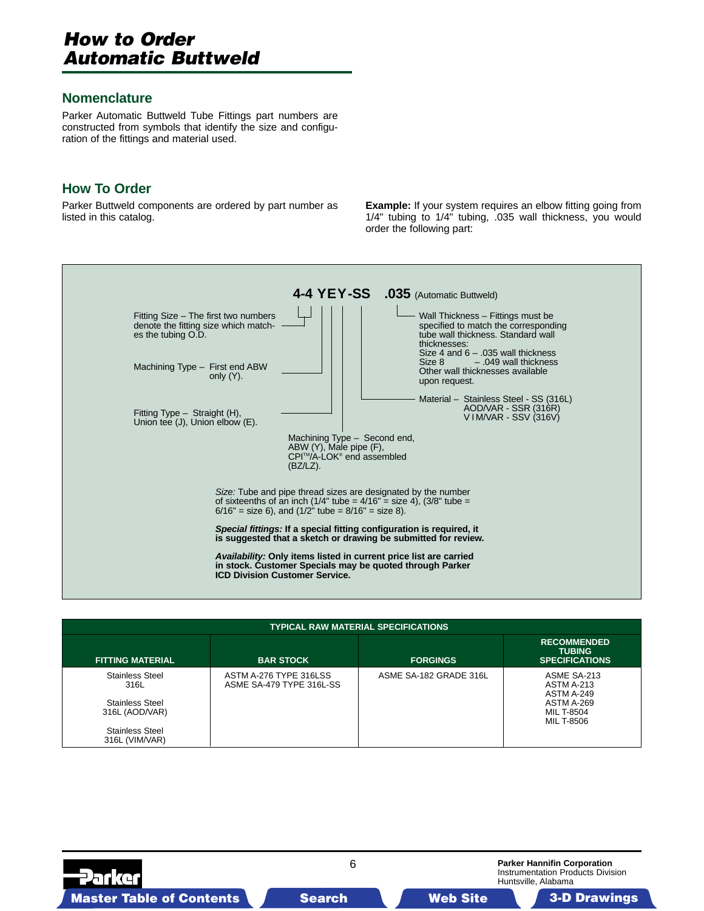# How to Order
# Automatic Buttweld

## Nomenclature

Parker Automatic Buttweld Tube Fittings part numbers are constructed from symbols that identify the size and configuration of the fittings and material used.

## How To Order

Parker Buttweld components are ordered by part number as listed in this catalog.

**Example:** If your system requires an elbow fitting going from 1/4" tubing to 1/4" tubing, .035 wall thickness, you would order the following part:

**4-4 YEY-SS .035** (Automatic Buttweld)

- Fitting Size – The first two numbers denote the fitting size which matches the tubing O.D.
- Machining Type – First end ABW only (Y).
- Fitting Type – Straight (H), Union tee (J), Union elbow (E).
- Machining Type – Second end, ABW (Y), Male pipe (F), CPI™/A-LOK® end assembled (BZ/LZ).
- Material – Stainless Steel - SS (316L) AOD/VAR - SSR (316R) V I M/VAR - SSV (316V)
- Wall Thickness – Fittings must be specified to match the corresponding tube wall thickness. Standard wall thicknesses:
  Size 4 and 6 – .035 wall thickness
  Size 8 – .049 wall thickness
  Other wall thicknesses available upon request.

*Size:* Tube and pipe thread sizes are designated by the number of sixteenths of an inch (1/4" tube = 4/16" = size 4), (3/8" tube = 6/16" = size 6), and (1/2" tube = 8/16" = size 8).

***Special fittings:* If a special fitting configuration is required, it is suggested that a sketch or drawing be submitted for review.**

***Availability:* Only items listed in current price list are carried in stock. Customer Specials may be quoted through Parker ICD Division Customer Service.**

| TYPICAL RAW MATERIAL SPECIFICATIONS | | | |
|---|---|---|---|
| FITTING MATERIAL | BAR STOCK | FORGINGS | RECOMMENDED TUBING SPECIFICATIONS |
| Stainless Steel 316L<br><br>Stainless Steel 316L (AOD/VAR)<br><br>Stainless Steel 316L (VIM/VAR) | ASTM A-276 TYPE 316LSS<br>ASME SA-479 TYPE 316L-SS | ASME SA-182 GRADE 316L | ASME SA-213<br>ASTM A-213<br>ASTM A-249<br>ASTM A-269<br>MIL T-8504<br>MIL T-8506 |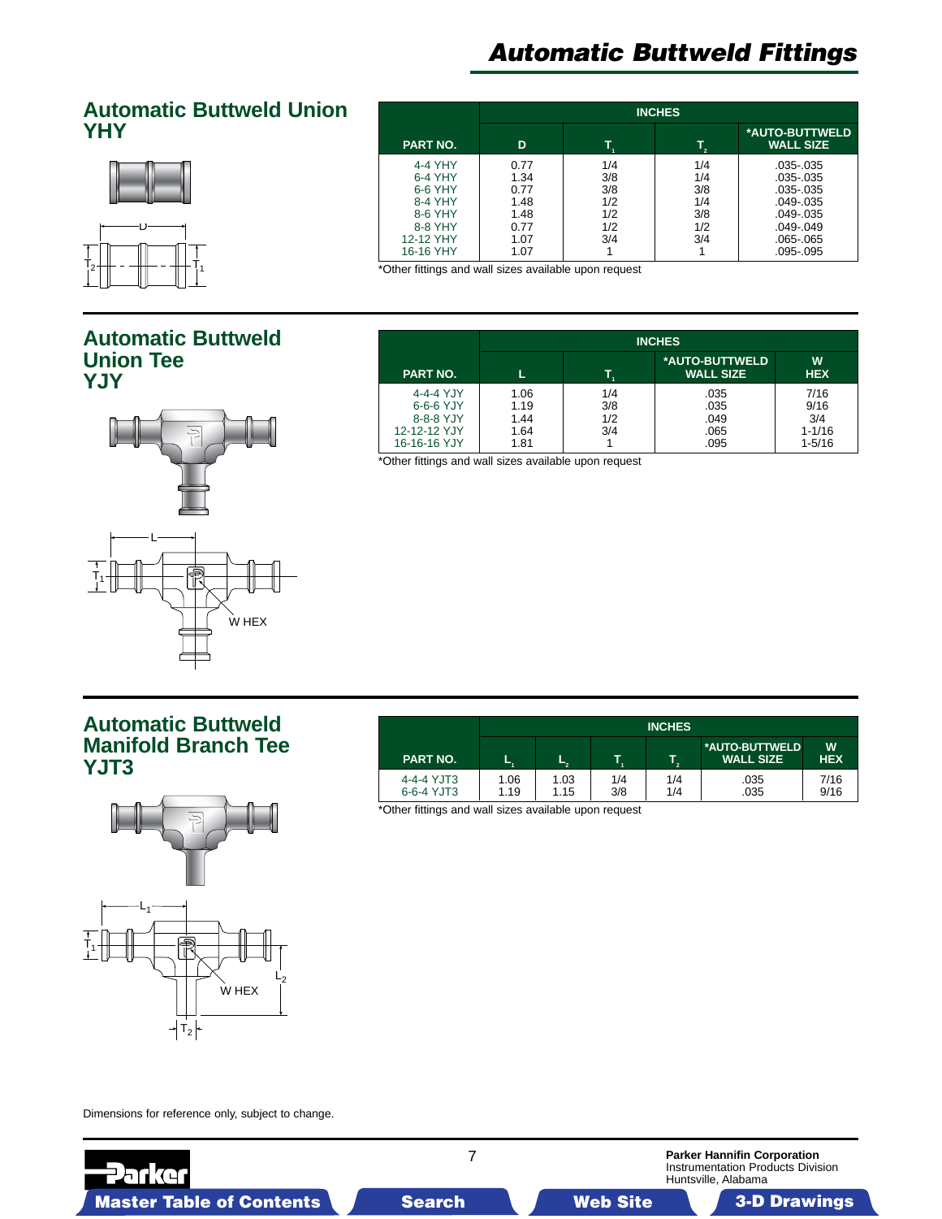## Automatic Buttweld Fittings

### Automatic Buttweld Union YHY

| PART NO. | INCHES | | | |
|---|---|---|---|---|
| | D | $T_1$ | $T_2$ | *AUTO-BUTTWELD WALL SIZE |
| 4-4 YHY | 0.77 | 1/4 | 1/4 | .035-.035 |
| 6-4 YHY | 1.34 | 3/8 | 1/4 | .035-.035 |
| 6-6 YHY | 0.77 | 3/8 | 3/8 | .035-.035 |
| 8-4 YHY | 1.48 | 1/2 | 1/4 | .049-.035 |
| 8-6 YHY | 1.48 | 1/2 | 3/8 | .049-.035 |
| 8-8 YHY | 0.77 | 1/2 | 1/2 | .049-.049 |
| 12-12 YHY | 1.07 | 3/4 | 3/4 | .065-.065 |
| 16-16 YHY | 1.07 | 1 | 1 | .095-.095 |

*Other fittings and wall sizes available upon request

### Automatic Buttweld Union Tee YJY

| PART NO. | INCHES | | | |
|---|---|---|---|---|
| | L | $T_1$ | *AUTO-BUTTWELD WALL SIZE | W HEX |
| 4-4-4 YJY | 1.06 | 1/4 | .035 | 7/16 |
| 6-6-6 YJY | 1.19 | 3/8 | .035 | 9/16 |
| 8-8-8 YJY | 1.44 | 1/2 | .049 | 3/4 |
| 12-12-12 YJY | 1.64 | 3/4 | .065 | 1-1/16 |
| 16-16-16 YJY | 1.81 | 1 | .095 | 1-5/16 |

*Other fittings and wall sizes available upon request

### Automatic Buttweld Manifold Branch Tee YJT3

| PART NO. | INCHES | | | | | |
|---|---|---|---|---|---|---|
| | $L_1$ | $L_2$ | $T_1$ | $T_2$ | *AUTO-BUTTWELD WALL SIZE | W HEX |
| 4-4-4 YJT3 | 1.06 | 1.03 | 1/4 | 1/4 | .035 | 7/16 |
| 6-6-4 YJT3 | 1.19 | 1.15 | 3/8 | 1/4 | .035 | 9/16 |

*Other fittings and wall sizes available upon request

Dimensions for reference only, subject to change.

Parker Hannifin Corporation
Instrumentation Products Division
Huntsville, Alabama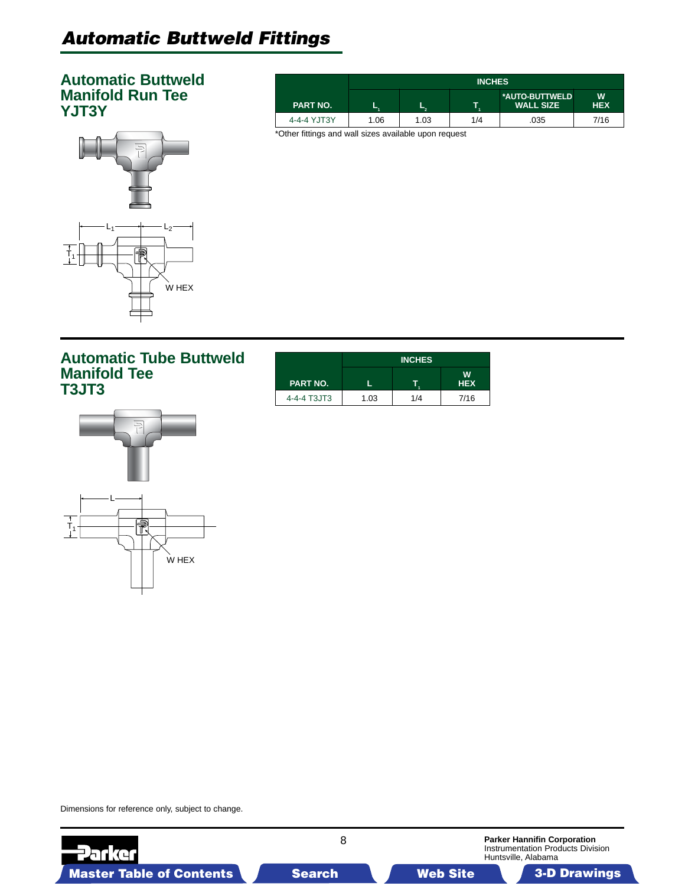# Automatic Buttweld Fittings

## Automatic Buttweld Manifold Run Tee YJT3Y

| PART NO. | INCHES | | | | |
|---|---|---|---|---|---|
| | $L_1$ | $L_2$ | $T_1$ | *AUTO-BUTTWELD WALL SIZE | W HEX |
| 4-4-4 YJT3Y | 1.06 | 1.03 | 1/4 | .035 | 7/16 |

*Other fittings and wall sizes available upon request

## Automatic Tube Buttweld Manifold Tee T3JT3

| PART NO. | INCHES | | |
|---|---|---|---|
| | L | $T_1$ | W HEX |
| 4-4-4 T3JT3 | 1.03 | 1/4 | 7/16 |

Dimensions for reference only, subject to change.

**Parker Hannifin Corporation**
Instrumentation Products Division
Huntsville, Alabama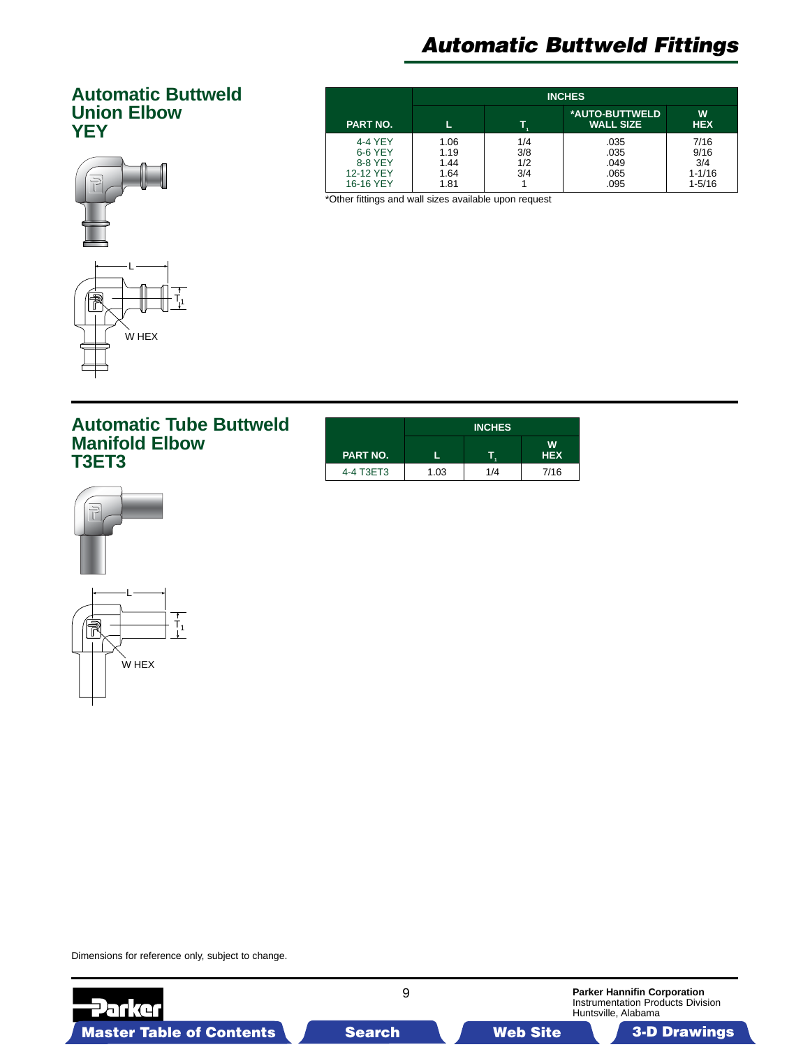# Automatic Buttweld Fittings

## Automatic Buttweld Union Elbow YEY

| PART NO. | INCHES | | | |
|---|---|---|---|---|
| | L | $T_1$ | *AUTO-BUTTWELD WALL SIZE | W HEX |
| 4-4 YEY | 1.06 | 1/4 | .035 | 7/16 |
| 6-6 YEY | 1.19 | 3/8 | .035 | 9/16 |
| 8-8 YEY | 1.44 | 1/2 | .049 | 3/4 |
| 12-12 YEY | 1.64 | 3/4 | .065 | 1-1/16 |
| 16-16 YEY | 1.81 | 1 | .095 | 1-5/16 |

*Other fittings and wall sizes available upon request

L

$T_1$

W HEX

## Automatic Tube Buttweld Manifold Elbow T3ET3

| PART NO. | INCHES | | |
|---|---|---|---|
| | L | $T_1$ | W HEX |
| 4-4 T3ET3 | 1.03 | 1/4 | 7/16 |

L

$T_1$

W HEX

Dimensions for reference only, subject to change.

Parker Hannifin Corporation
Instrumentation Products Division
Huntsville, Alabama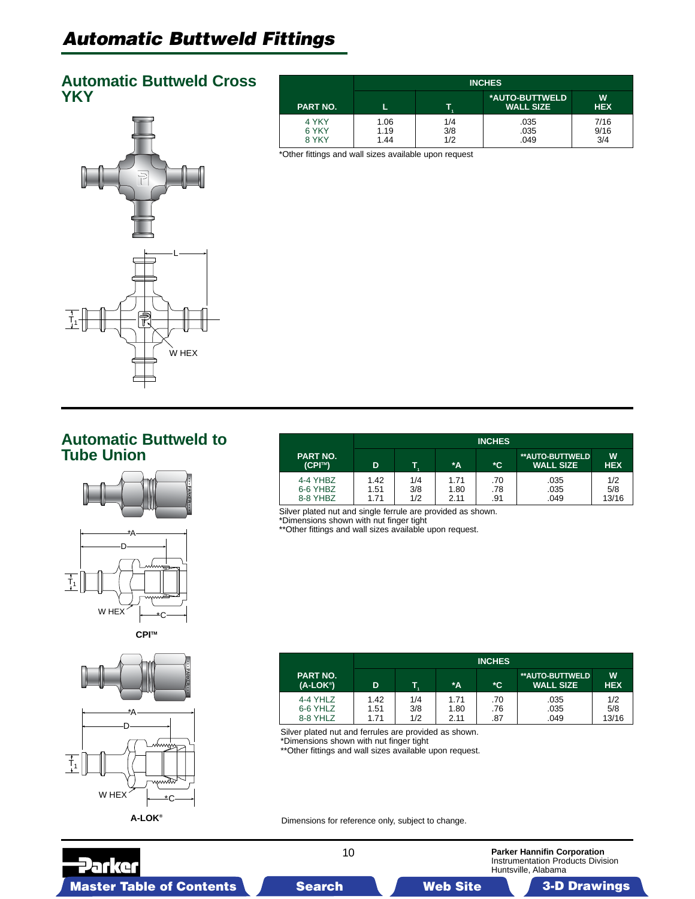# Automatic Buttweld Fittings

## Automatic Buttweld Cross YKY

W HEX

| PART NO. | INCHES | | | |
|---|---|---|---|---|
| | L | $T_1$ | *AUTO-BUTTWELD WALL SIZE | W HEX |
| 4 YKY | 1.06 | 1/4 | .035 | 7/16 |
| 6 YKY | 1.19 | 3/8 | .035 | 9/16 |
| 8 YKY | 1.44 | 1/2 | .049 | 3/4 |

*Other fittings and wall sizes available upon request

## Automatic Buttweld to Tube Union

CPI™

| PART NO. (CPI™) | INCHES | | | | | |
|---|---|---|---|---|---|---|
| | D | $T_1$ | *A | *C | **AUTO-BUTTWELD WALL SIZE | W HEX |
| 4-4 YHBZ | 1.42 | 1/4 | 1.71 | .70 | .035 | 1/2 |
| 6-6 YHBZ | 1.51 | 3/8 | 1.80 | .78 | .035 | 5/8 |
| 8-8 YHBZ | 1.71 | 1/2 | 2.11 | .91 | .049 | 13/16 |

Silver plated nut and single ferrule are provided as shown.
*Dimensions shown with nut finger tight
**Other fittings and wall sizes available upon request.

A-LOK®

| PART NO. (A-LOK®) | INCHES | | | | | |
|---|---|---|---|---|---|---|
| | D | $T_1$ | *A | *C | **AUTO-BUTTWELD WALL SIZE | W HEX |
| 4-4 YHLZ | 1.42 | 1/4 | 1.71 | .70 | .035 | 1/2 |
| 6-6 YHLZ | 1.51 | 3/8 | 1.80 | .76 | .035 | 5/8 |
| 8-8 YHLZ | 1.71 | 1/2 | 2.11 | .87 | .049 | 13/16 |

Silver plated nut and ferrules are provided as shown.
*Dimensions shown with nut finger tight
**Other fittings and wall sizes available upon request.

Dimensions for reference only, subject to change.

Parker Hannifin Corporation
Instrumentation Products Division
Huntsville, Alabama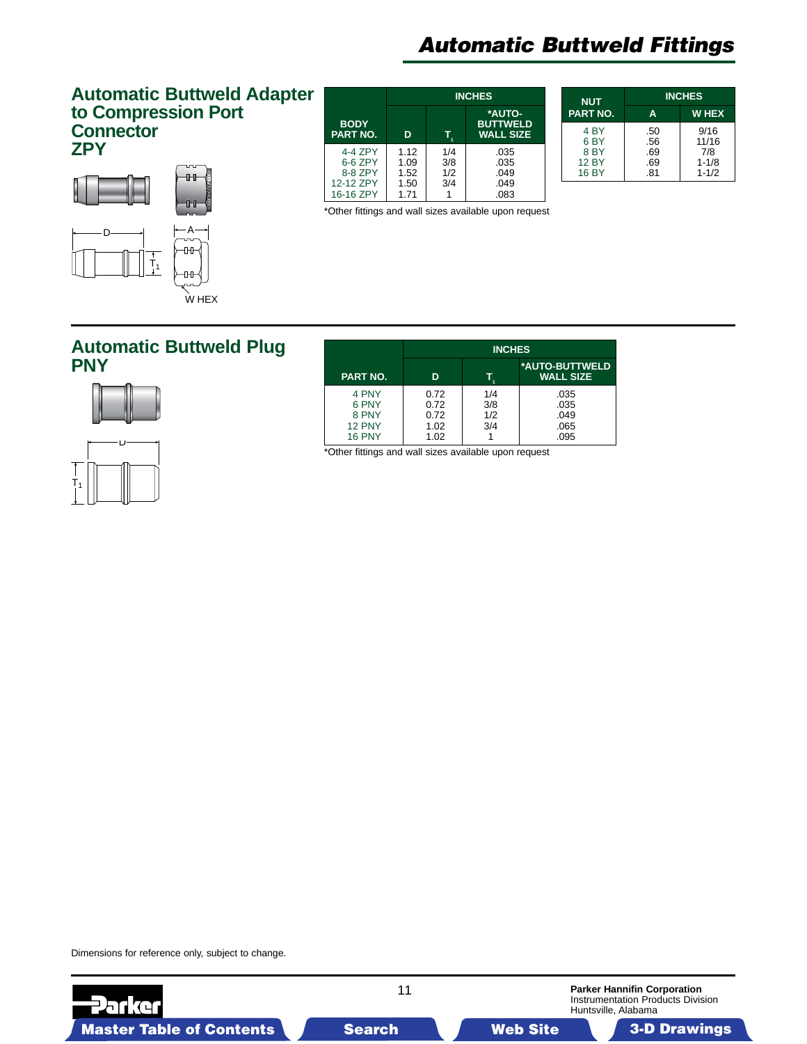# Automatic Buttweld Fittings

## Automatic Buttweld Adapter to Compression Port Connector ZPY

D

A

$T_1$

W HEX

| BODY PART NO. | INCHES | | |
|---|---|---|---|
| | D | $T_1$ | *AUTO-BUTTWELD WALL SIZE |
| 4-4 ZPY | 1.12 | 1/4 | .035 |
| 6-6 ZPY | 1.09 | 3/8 | .035 |
| 8-8 ZPY | 1.52 | 1/2 | .049 |
| 12-12 ZPY | 1.50 | 3/4 | .049 |
| 16-16 ZPY | 1.71 | 1 | .083 |

*Other fittings and wall sizes available upon request

| NUT PART NO. | INCHES | |
|---|---|---|
| | A | W HEX |
| 4 BY | .50 | 9/16 |
| 6 BY | .56 | 11/16 |
| 8 BY | .69 | 7/8 |
| 12 BY | .69 | 1-1/8 |
| 16 BY | .81 | 1-1/2 |

## Automatic Buttweld Plug PNY

D

$T_1$

| PART NO. | INCHES | | |
|---|---|---|---|
| | D | $T_1$ | *AUTO-BUTTWELD WALL SIZE |
| 4 PNY | 0.72 | 1/4 | .035 |
| 6 PNY | 0.72 | 3/8 | .035 |
| 8 PNY | 0.72 | 1/2 | .049 |
| 12 PNY | 1.02 | 3/4 | .065 |
| 16 PNY | 1.02 | 1 | .095 |

*Other fittings and wall sizes available upon request

Dimensions for reference only, subject to change.

**Parker Hannifin Corporation**
Instrumentation Products Division
Huntsville, Alabama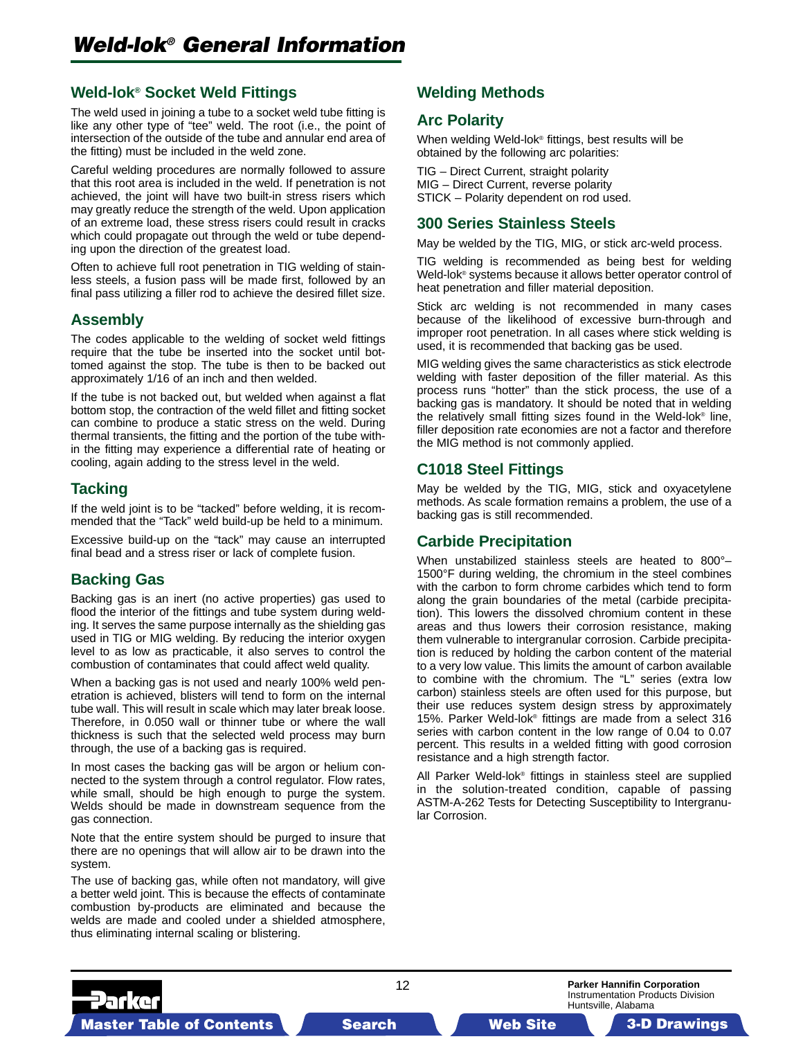# Weld-lok® General Information

## Weld-lok® Socket Weld Fittings

The weld used in joining a tube to a socket weld tube fitting is like any other type of "tee" weld. The root (i.e., the point of intersection of the outside of the tube and annular end area of the fitting) must be included in the weld zone.

Careful welding procedures are normally followed to assure that this root area is included in the weld. If penetration is not achieved, the joint will have two built-in stress risers which may greatly reduce the strength of the weld. Upon application of an extreme load, these stress risers could result in cracks which could propagate out through the weld or tube depending upon the direction of the greatest load.

Often to achieve full root penetration in TIG welding of stainless steels, a fusion pass will be made first, followed by an final pass utilizing a filler rod to achieve the desired fillet size.

## Assembly

The codes applicable to the welding of socket weld fittings require that the tube be inserted into the socket until bottomed against the stop. The tube is then to be backed out approximately 1/16 of an inch and then welded.

If the tube is not backed out, but welded when against a flat bottom stop, the contraction of the weld fillet and fitting socket can combine to produce a static stress on the weld. During thermal transients, the fitting and the portion of the tube within the fitting may experience a differential rate of heating or cooling, again adding to the stress level in the weld.

## Tacking

If the weld joint is to be "tacked" before welding, it is recommended that the "Tack" weld build-up be held to a minimum.

Excessive build-up on the "tack" may cause an interrupted final bead and a stress riser or lack of complete fusion.

## Backing Gas

Backing gas is an inert (no active properties) gas used to flood the interior of the fittings and tube system during welding. It serves the same purpose internally as the shielding gas used in TIG or MIG welding. By reducing the interior oxygen level to as low as practicable, it also serves to control the combustion of contaminates that could affect weld quality.

When a backing gas is not used and nearly 100% weld penetration is achieved, blisters will tend to form on the internal tube wall. This will result in scale which may later break loose. Therefore, in 0.050 wall or thinner tube or where the wall thickness is such that the selected weld process may burn through, the use of a backing gas is required.

In most cases the backing gas will be argon or helium connected to the system through a control regulator. Flow rates, while small, should be high enough to purge the system. Welds should be made in downstream sequence from the gas connection.

Note that the entire system should be purged to insure that there are no openings that will allow air to be drawn into the system.

The use of backing gas, while often not mandatory, will give a better weld joint. This is because the effects of contaminate combustion by-products are eliminated and because the welds are made and cooled under a shielded atmosphere, thus eliminating internal scaling or blistering.

## Welding Methods

## Arc Polarity

When welding Weld-lok® fittings, best results will be obtained by the following arc polarities:

TIG – Direct Current, straight polarity
MIG – Direct Current, reverse polarity
STICK – Polarity dependent on rod used.

## 300 Series Stainless Steels

May be welded by the TIG, MIG, or stick arc-weld process.

TIG welding is recommended as being best for welding Weld-lok® systems because it allows better operator control of heat penetration and filler material deposition.

Stick arc welding is not recommended in many cases because of the likelihood of excessive burn-through and improper root penetration. In all cases where stick welding is used, it is recommended that backing gas be used.

MIG welding gives the same characteristics as stick electrode welding with faster deposition of the filler material. As this process runs "hotter" than the stick process, the use of a backing gas is mandatory. It should be noted that in welding the relatively small fitting sizes found in the Weld-lok® line, filler deposition rate economies are not a factor and therefore the MIG method is not commonly applied.

## C1018 Steel Fittings

May be welded by the TIG, MIG, stick and oxyacetylene methods. As scale formation remains a problem, the use of a backing gas is still recommended.

## Carbide Precipitation

When unstabilized stainless steels are heated to 800°–1500°F during welding, the chromium in the steel combines with the carbon to form chrome carbides which tend to form along the grain boundaries of the metal (carbide precipitation). This lowers the dissolved chromium content in these areas and thus lowers their corrosion resistance, making them vulnerable to intergranular corrosion. Carbide precipitation is reduced by holding the carbon content of the material to a very low value. This limits the amount of carbon available to combine with the chromium. The "L" series (extra low carbon) stainless steels are often used for this purpose, but their use reduces system design stress by approximately 15%. Parker Weld-lok® fittings are made from a select 316 series with carbon content in the low range of 0.04 to 0.07 percent. This results in a welded fitting with good corrosion resistance and a high strength factor.

All Parker Weld-lok® fittings in stainless steel are supplied in the solution-treated condition, capable of passing ASTM-A-262 Tests for Detecting Susceptibility to Intergranular Corrosion.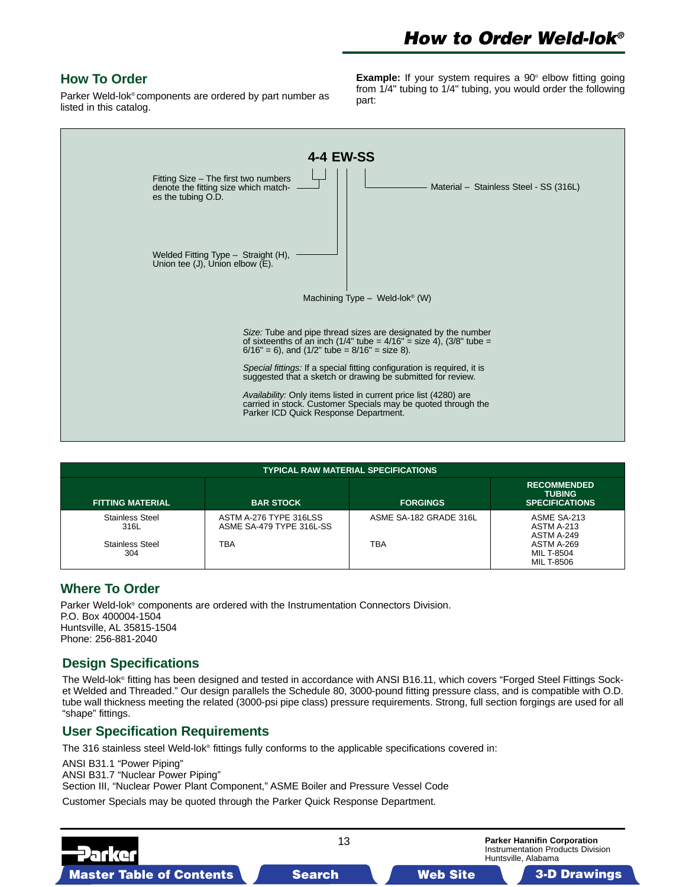# How to Order Weld-lok®

## How To Order

Parker Weld-lok® components are ordered by part number as listed in this catalog.

**Example:** If your system requires a 90° elbow fitting going from 1/4" tubing to 1/4" tubing, you would order the following part:

**4-4 EW-SS**

Fitting Size – The first two numbers denote the fitting size which matches the tubing O.D.

Material – Stainless Steel - SS (316L)

Welded Fitting Type – Straight (H), Union tee (J), Union elbow (E).

Machining Type – Weld-lok® (W)

*Size:* Tube and pipe thread sizes are designated by the number of sixteenths of an inch (1/4" tube = 4/16" = size 4), (3/8" tube = 6/16" = 6), and (1/2" tube = 8/16" = size 8).

*Special fittings:* If a special fitting configuration is required, it is suggested that a sketch or drawing be submitted for review.

*Availability:* Only items listed in current price list (4280) are carried in stock. Customer Specials may be quoted through the Parker ICD Quick Response Department.

**TYPICAL RAW MATERIAL SPECIFICATIONS**

| FITTING MATERIAL | BAR STOCK | FORGINGS | RECOMMENDED TUBING SPECIFICATIONS |
|---|---|---|---|
| Stainless Steel 316L | ASTM A-276 TYPE 316LSS<br>ASME SA-479 TYPE 316L-SS | ASME SA-182 GRADE 316L | ASME SA-213<br>ASTM A-213<br>ASTM A-249<br>ASTM A-269<br>MIL T-8504<br>MIL T-8506 |
| Stainless Steel 304 | TBA | TBA | |

## Where To Order

Parker Weld-lok® components are ordered with the Instrumentation Connectors Division.
P.O. Box 400004-1504
Huntsville, AL 35815-1504
Phone: 256-881-2040

## Design Specifications

The Weld-lok® fitting has been designed and tested in accordance with ANSI B16.11, which covers "Forged Steel Fittings Socket Welded and Threaded." Our design parallels the Schedule 80, 3000-pound fitting pressure class, and is compatible with O.D. tube wall thickness meeting the related (3000-psi pipe class) pressure requirements. Strong, full section forgings are used for all "shape" fittings.

## User Specification Requirements

The 316 stainless steel Weld-lok® fittings fully conforms to the applicable specifications covered in:

ANSI B31.1 "Power Piping"
ANSI B31.7 "Nuclear Power Piping"
Section III, "Nuclear Power Plant Component," ASME Boiler and Pressure Vessel Code

Customer Specials may be quoted through the Parker Quick Response Department.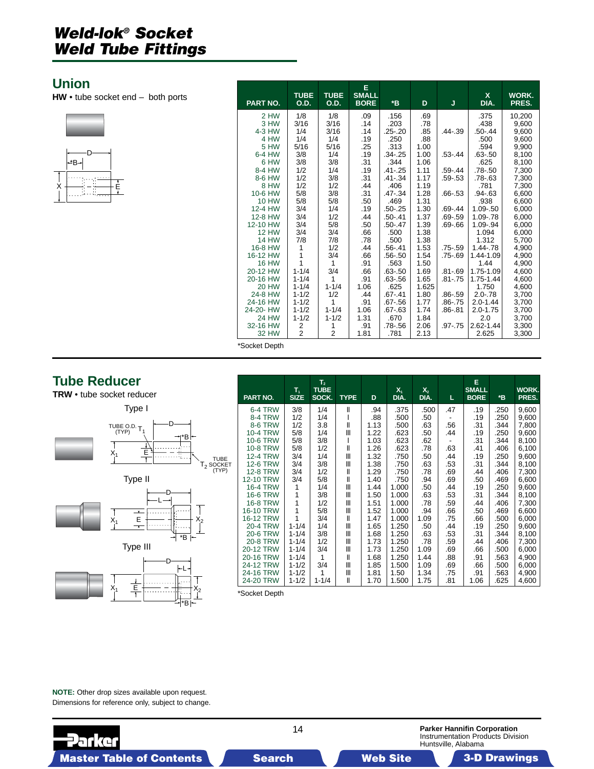# Weld-lok® Socket Weld Tube Fittings

## Union

**HW** • tube socket end – both ports

| PART NO. | TUBE O.D. | TUBE O.D. | E SMALL BORE | *B | D | J | X DIA. | WORK. PRES. |
|---|---|---|---|---|---|---|---|---|
| 2 HW | 1/8 | 1/8 | .09 | .156 | .69 | | .375 | 10,200 |
| 3 HW | 3/16 | 3/16 | .14 | .203 | .78 | | .438 | 9,600 |
| 4-3 HW | 1/4 | 3/16 | .14 | .25-.20 | .85 | .44-.39 | .50-.44 | 9,600 |
| 4 HW | 1/4 | 1/4 | .19 | .250 | .88 | | .500 | 9,600 |
| 5 HW | 5/16 | 5/16 | .25 | .313 | 1.00 | | .594 | 9,900 |
| 6-4 HW | 3/8 | 1/4 | .19 | .34-.25 | 1.00 | .53-.44 | .63-.50 | 8,100 |
| 6 HW | 3/8 | 3/8 | .31 | .344 | 1.06 | | .625 | 8,100 |
| 8-4 HW | 1/2 | 1/4 | .19 | .41-.25 | 1.11 | .59-.44 | .78-.50 | 7,300 |
| 8-6 HW | 1/2 | 3/8 | .31 | .41-.34 | 1.17 | .59-.53 | .78-.63 | 7,300 |
| 8 HW | 1/2 | 1/2 | .44 | .406 | 1.19 | | .781 | 7,300 |
| 10-6 HW | 5/8 | 3/8 | .31 | .47-.34 | 1.28 | .66-.53 | .94-.63 | 6,600 |
| 10 HW | 5/8 | 5/8 | .50 | .469 | 1.31 | | .938 | 6,600 |
| 12-4 HW | 3/4 | 1/4 | .19 | .50-.25 | 1.30 | .69-.44 | 1.09-.50 | 6,000 |
| 12-8 HW | 3/4 | 1/2 | .44 | .50-.41 | 1.37 | .69-.59 | 1.09-.78 | 6,000 |
| 12-10 HW | 3/4 | 5/8 | .50 | .50-.47 | 1.39 | .69-.66 | 1.09-.94 | 6,000 |
| 12 HW | 3/4 | 3/4 | .66 | .500 | 1.38 | | 1.094 | 6,000 |
| 14 HW | 7/8 | 7/8 | .78 | .500 | 1.38 | | 1.312 | 5,700 |
| 16-8 HW | 1 | 1/2 | .44 | .56-.41 | 1.53 | .75-.59 | 1.44-.78 | 4,900 |
| 16-12 HW | 1 | 3/4 | .66 | .56-.50 | 1.54 | .75-.69 | 1.44-1.09 | 4,900 |
| 16 HW | 1 | 1 | .91 | .563 | 1.50 | | 1.44 | 4,900 |
| 20-12 HW | 1-1/4 | 3/4 | .66 | .63-.50 | 1.69 | .81-.69 | 1.75-1.09 | 4,600 |
| 20-16 HW | 1-1/4 | 1 | .91 | .63-.56 | 1.65 | .81-.75 | 1.75-1.44 | 4,600 |
| 20 HW | 1-1/4 | 1-1/4 | 1.06 | .625 | 1.625 | | 1.750 | 4,600 |
| 24-8 HW | 1-1/2 | 1/2 | .44 | .67-.41 | 1.80 | .86-.59 | 2.0-.78 | 3,700 |
| 24-16 HW | 1-1/2 | 1 | .91 | .67-.56 | 1.77 | .86-.75 | 2.0-1.44 | 3,700 |
| 24-20- HW | 1-1/2 | 1-1/4 | 1.06 | .67-.63 | 1.74 | .86-.81 | 2.0-1.75 | 3,700 |
| 24 HW | 1-1/2 | 1-1/2 | 1.31 | .670 | 1.84 | | 2.0 | 3,700 |
| 32-16 HW | 2 | 1 | .91 | .78-.56 | 2.06 | .97-.75 | 2.62-1.44 | 3,300 |
| 32 HW | 2 | 2 | 1.81 | .781 | 2.13 | | 2.625 | 3,300 |

*Socket Depth

## Tube Reducer

**TRW** • tube socket reducer

Type I

Type II

Type III

| PART NO. | $T_1$ SIZE | $T_2$ TUBE SOCK. | TYPE | D | $X_1$ DIA. | $X_2$ DIA. | L | E SMALL BORE | *B | WORK. PRES. |
|---|---|---|---|---|---|---|---|---|---|---|
| 6-4 TRW | 3/8 | 1/4 | II | .94 | .375 | .500 | .47 | .19 | .250 | 9,600 |
| 8-4 TRW | 1/2 | 1/4 | I | .88 | .500 | .50 | - | .19 | .250 | 9,600 |
| 8-6 TRW | 1/2 | 3.8 | II | 1.13 | .500 | .63 | .56 | .31 | .344 | 7,800 |
| 10-4 TRW | 5/8 | 1/4 | III | 1.22 | .623 | .50 | .44 | .19 | .250 | 9,600 |
| 10-6 TRW | 5/8 | 3/8 | I | 1.03 | .623 | .62 | - | .31 | .344 | 8,100 |
| 10-8 TRW | 5/8 | 1/2 | II | 1.26 | .623 | .78 | .63 | .41 | .406 | 6,100 |
| 12-4 TRW | 3/4 | 1/4 | III | 1.32 | .750 | .50 | .44 | .19 | .250 | 9,600 |
| 12-6 TRW | 3/4 | 3/8 | III | 1.38 | .750 | .63 | .53 | .31 | .344 | 8,100 |
| 12-8 TRW | 3/4 | 1/2 | II | 1.29 | .750 | .78 | .69 | .44 | .406 | 7,300 |
| 12-10 TRW | 3/4 | 5/8 | II | 1.40 | .750 | .94 | .69 | .50 | .469 | 6,600 |
| 16-4 TRW | 1 | 1/4 | III | 1.44 | 1.000 | .50 | .44 | .19 | .250 | 9,600 |
| 16-6 TRW | 1 | 3/8 | III | 1.50 | 1.000 | .63 | .53 | .31 | .344 | 8,100 |
| 16-8 TRW | 1 | 1/2 | III | 1.51 | 1.000 | .78 | .59 | .44 | .406 | 7,300 |
| 16-10 TRW | 1 | 5/8 | III | 1.52 | 1.000 | .94 | .66 | .50 | .469 | 6,600 |
| 16-12 TRW | 1 | 3/4 | II | 1.47 | 1.000 | 1.09 | .75 | .66 | .500 | 6,000 |
| 20-4 TRW | 1-1/4 | 1/4 | III | 1.65 | 1.250 | .50 | .44 | .19 | .250 | 9,600 |
| 20-6 TRW | 1-1/4 | 3/8 | III | 1.68 | 1.250 | .63 | .53 | .31 | .344 | 8,100 |
| 20-8 TRW | 1-1/4 | 1/2 | III | 1.73 | 1.250 | .78 | .59 | .44 | .406 | 7,300 |
| 20-12 TRW | 1-1/4 | 3/4 | III | 1.73 | 1.250 | 1.09 | .69 | .66 | .500 | 6,000 |
| 20-16 TRW | 1-1/4 | 1 | II | 1.68 | 1.250 | 1.44 | .88 | .91 | .563 | 4,900 |
| 24-12 TRW | 1-1/2 | 3/4 | III | 1.85 | 1.500 | 1.09 | .69 | .66 | .500 | 6,000 |
| 24-16 TRW | 1-1/2 | 1 | III | 1.81 | 1.50 | 1.34 | .75 | .91 | .563 | 4,900 |
| 24-20 TRW | 1-1/2 | 1-1/4 | II | 1.70 | 1.500 | 1.75 | .81 | 1.06 | .625 | 4,600 |

*Socket Depth

**NOTE:** Other drop sizes available upon request.
Dimensions for reference only, subject to change.

**Parker Hannifin Corporation**
Instrumentation Products Division
Huntsville, Alabama

Master Table of Contents | Search | Web Site | 3-D Drawings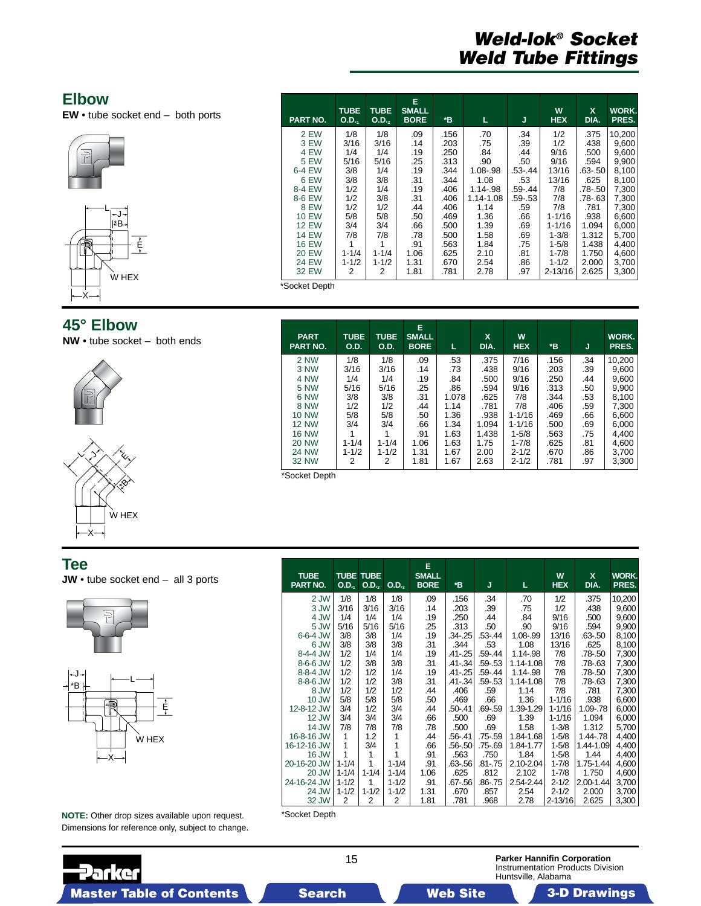# Weld-lok® Socket Weld Tube Fittings

## Elbow

**EW** • tube socket end – both ports

| PART NO. | TUBE O.D.1 | TUBE O.D.2 | E SMALL BORE | *B | L | J | W HEX | X DIA. | WORK. PRES. |
|---|---|---|---|---|---|---|---|---|---|
| 2 EW | 1/8 | 1/8 | .09 | .156 | .70 | .34 | 1/2 | .375 | 10,200 |
| 3 EW | 3/16 | 3/16 | .14 | .203 | .75 | .39 | 1/2 | .438 | 9,600 |
| 4 EW | 1/4 | 1/4 | .19 | .250 | .84 | .44 | 9/16 | .500 | 9,600 |
| 5 EW | 5/16 | 5/16 | .25 | .313 | .90 | .50 | 9/16 | .594 | 9,900 |
| 6-4 EW | 3/8 | 1/4 | .19 | .344 | 1.08-.98 | .53-.44 | 13/16 | .63-.50 | 8,100 |
| 6 EW | 3/8 | 3/8 | .31 | .344 | 1.08 | .53 | 13/16 | .625 | 8,100 |
| 8-4 EW | 1/2 | 1/4 | .19 | .406 | 1.14-.98 | .59-.44 | 7/8 | .78-.50 | 7,300 |
| 8-6 EW | 1/2 | 3/8 | .31 | .406 | 1.14-1.08 | .59-.53 | 7/8 | .78-.63 | 7,300 |
| 8 EW | 1/2 | 1/2 | .44 | .406 | 1.14 | .59 | 7/8 | .781 | 7,300 |
| 10 EW | 5/8 | 5/8 | .50 | .469 | 1.36 | .66 | 1-1/16 | .938 | 6,600 |
| 12 EW | 3/4 | 3/4 | .66 | .500 | 1.39 | .69 | 1-1/16 | 1.094 | 6,000 |
| 14 EW | 7/8 | 7/8 | .78 | .500 | 1.58 | .69 | 1-3/8 | 1.312 | 5,700 |
| 16 EW | 1 | 1 | .91 | .563 | 1.84 | .75 | 1-5/8 | 1.438 | 4,400 |
| 20 EW | 1-1/4 | 1-1/4 | 1.06 | .625 | 2.10 | .81 | 1-7/8 | 1.750 | 4,600 |
| 24 EW | 1-1/2 | 1-1/2 | 1.31 | .670 | 2.54 | .86 | 1-1/2 | 2.000 | 3,700 |
| 32 EW | 2 | 2 | 1.81 | .781 | 2.78 | .97 | 2-13/16 | 2.625 | 3,300 |

*Socket Depth

## 45° Elbow

**NW** • tube socket – both ends

| PART PART NO. | TUBE O.D. | TUBE O.D. | E SMALL BORE | L | X DIA. | W HEX | *B | J | WORK. PRES. |
|---|---|---|---|---|---|---|---|---|---|
| 2 NW | 1/8 | 1/8 | .09 | .53 | .375 | 7/16 | .156 | .34 | 10,200 |
| 3 NW | 3/16 | 3/16 | .14 | .73 | .438 | 9/16 | .203 | .39 | 9,600 |
| 4 NW | 1/4 | 1/4 | .19 | .84 | .500 | 9/16 | .250 | .44 | 9,600 |
| 5 NW | 5/16 | 5/16 | .25 | .86 | .594 | 9/16 | .313 | .50 | 9,900 |
| 6 NW | 3/8 | 3/8 | .31 | 1.078 | .625 | 7/8 | .344 | .53 | 8,100 |
| 8 NW | 1/2 | 1/2 | .44 | 1.14 | .781 | 7/8 | .406 | .59 | 7,300 |
| 10 NW | 5/8 | 5/8 | .50 | 1.36 | .938 | 1-1/16 | .469 | .66 | 6,600 |
| 12 NW | 3/4 | 3/4 | .66 | 1.34 | 1.094 | 1-1/16 | .500 | .69 | 6,000 |
| 16 NW | 1 | 1 | .91 | 1.63 | 1.438 | 1-5/8 | .563 | .75 | 4,400 |
| 20 NW | 1-1/4 | 1-1/4 | 1.06 | 1.63 | 1.75 | 1-7/8 | .625 | .81 | 4,600 |
| 24 NW | 1-1/2 | 1-1/2 | 1.31 | 1.67 | 2.00 | 2-1/2 | .670 | .86 | 3,700 |
| 32 NW | 2 | 2 | 1.81 | 1.67 | 2.63 | 2-1/2 | .781 | .97 | 3,300 |

*Socket Depth

## Tee

**JW** • tube socket end – all 3 ports

| TUBE PART NO. | TUBE O.D.1 | TUBE O.D.2 | O.D.3 | E SMALL BORE | *B | J | L | W HEX | X DIA. | WORK. PRES. |
|---|---|---|---|---|---|---|---|---|---|---|
| 2 JW | 1/8 | 1/8 | 1/8 | .09 | .156 | .34 | .70 | 1/2 | .375 | 10,200 |
| 3 JW | 3/16 | 3/16 | 3/16 | .14 | .203 | .39 | .75 | 1/2 | .438 | 9,600 |
| 4 JW | 1/4 | 1/4 | 1/4 | .19 | .250 | .44 | .84 | 9/16 | .500 | 9,600 |
| 5 JW | 5/16 | 5/16 | 5/16 | .25 | .313 | .50 | .90 | 9/16 | .594 | 9,900 |
| 6-6-4 JW | 3/8 | 3/8 | 1/4 | .19 | .34-.25 | .53-.44 | 1.08-.99 | 13/16 | .63-.50 | 8,100 |
| 6 JW | 3/8 | 3/8 | 3/8 | .31 | .344 | .53 | 1.08 | 13/16 | .625 | 8,100 |
| 8-4-4 JW | 1/2 | 1/4 | 1/4 | .19 | .41-.25 | .59-.44 | 1.14-.98 | 7/8 | .78-.50 | 7,300 |
| 8-6-6 JW | 1/2 | 3/8 | 3/8 | .31 | .41-.34 | .59-.53 | 1.14-1.08 | 7/8 | .78-.63 | 7,300 |
| 8-8-4 JW | 1/2 | 1/2 | 1/4 | .19 | .41-.25 | .59-.44 | 1.14-.98 | 7/8 | .78-.50 | 7,300 |
| 8-8-6 JW | 1/2 | 1/2 | 3/8 | .31 | .41-.34 | .59-.53 | 1.14-1.08 | 7/8 | .78-.63 | 7,300 |
| 8 JW | 1/2 | 1/2 | 1/2 | .44 | .406 | .59 | 1.14 | 7/8 | .781 | 7,300 |
| 10 JW | 5/8 | 5/8 | 5/8 | .50 | .469 | .66 | 1.36 | 1-1/16 | .938 | 6,600 |
| 12-8-12 JW | 3/4 | 1/2 | 3/4 | .44 | .50-.41 | .69-.59 | 1.39-1.29 | 1-1/16 | 1.09-.78 | 6,000 |
| 12 JW | 3/4 | 3/4 | 3/4 | .66 | .500 | .69 | 1.39 | 1-1/16 | 1.094 | 6,000 |
| 14 JW | 7/8 | 7/8 | 7/8 | .78 | .500 | .69 | 1.58 | 1-3/8 | 1.312 | 5,700 |
| 16-8-16 JW | 1 | 1.2 | 1 | .44 | .56-.41 | .75-.59 | 1.84-1.68 | 1-5/8 | 1.44-.78 | 4,400 |
| 16-12-16 JW | 1 | 3/4 | 1 | .66 | .56-.50 | .75-.69 | 1.84-1.77 | 1-5/8 | 1.44-1.09 | 4,400 |
| 16 JW | 1 | 1 | 1 | .91 | .563 | .750 | 1.84 | 1-5/8 | 1.44 | 4,400 |
| 20-16-20 JW | 1-1/4 | 1 | 1-1/4 | .91 | .63-.56 | .81-.75 | 2.10-2.04 | 1-7/8 | 1.75-1.44 | 4,600 |
| 20 JW | 1-1/4 | 1-1/4 | 1-1/4 | 1.06 | .625 | .812 | 2.102 | 1-7/8 | 1.750 | 4,600 |
| 24-16-24 JW | 1-1/2 | 1 | 1-1/2 | .91 | .67-.56 | .86-.75 | 2.54-2.44 | 2-1/2 | 2.00-1.44 | 3,700 |
| 24 JW | 1-1/2 | 1-1/2 | 1-1/2 | 1.31 | .670 | .857 | 2.54 | 2-1/2 | 2.000 | 3,700 |
| 32 JW | 2 | 2 | 2 | 1.81 | .781 | .968 | 2.78 | 2-13/16 | 2.625 | 3,300 |

*Socket Depth

**NOTE:** Other drop sizes available upon request.
Dimensions for reference only, subject to change.

**Parker Hannifin Corporation**
Instrumentation Products Division
Huntsville, Alabama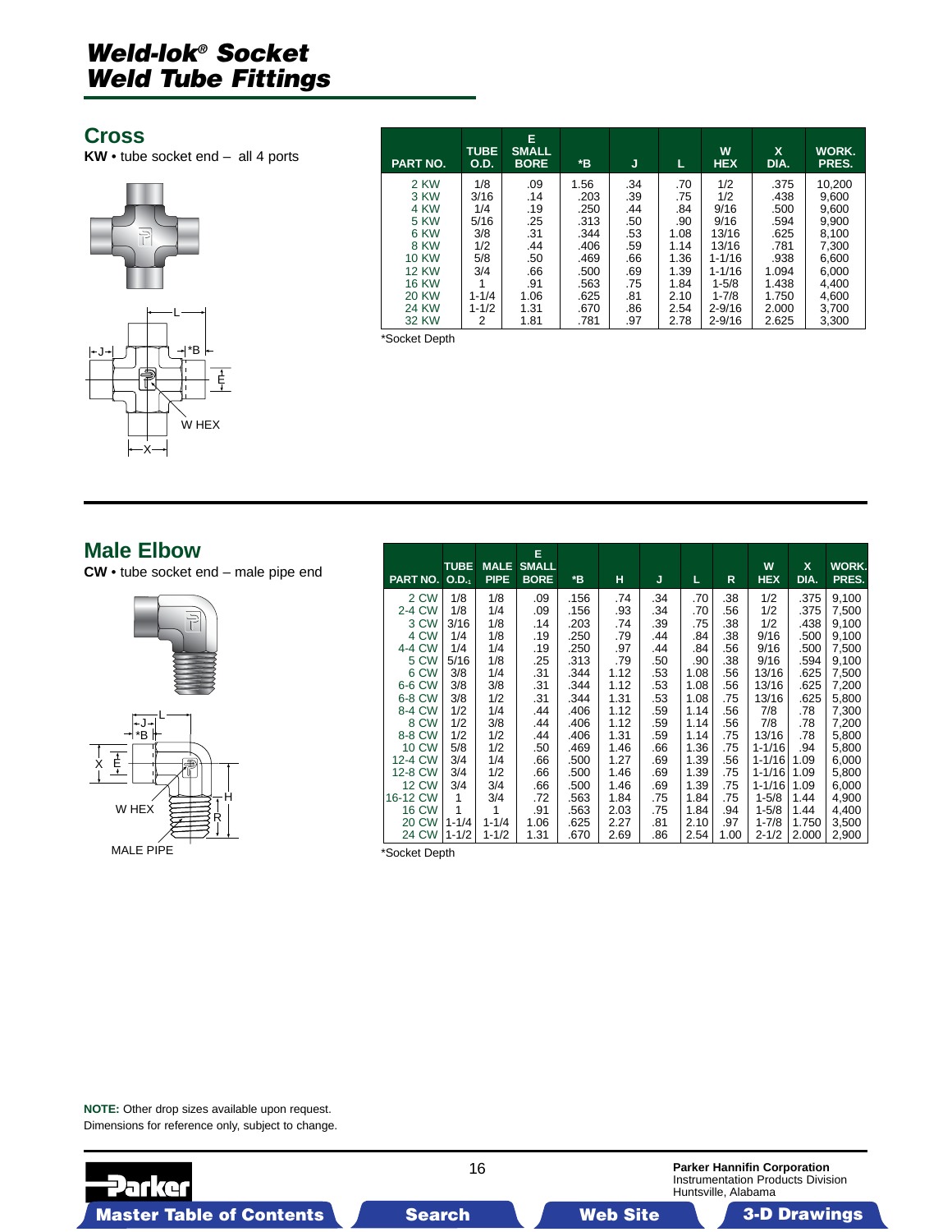# Weld-lok® Socket Weld Tube Fittings

## Cross

**KW** • tube socket end – all 4 ports

| PART NO. | TUBE O.D. | E SMALL BORE | *B | J | L | W HEX | X DIA. | WORK. PRES. |
|---|---|---|---|---|---|---|---|---|
| 2 KW | 1/8 | .09 | 1.56 | .34 | .70 | 1/2 | .375 | 10,200 |
| 3 KW | 3/16 | .14 | .203 | .39 | .75 | 1/2 | .438 | 9,600 |
| 4 KW | 1/4 | .19 | .250 | .44 | .84 | 9/16 | .500 | 9,600 |
| 5 KW | 5/16 | .25 | .313 | .50 | .90 | 9/16 | .594 | 9,900 |
| 6 KW | 3/8 | .31 | .344 | .53 | 1.08 | 13/16 | .625 | 8,100 |
| 8 KW | 1/2 | .44 | .406 | .59 | 1.14 | 13/16 | .781 | 7,300 |
| 10 KW | 5/8 | .50 | .469 | .66 | 1.36 | 1-1/16 | .938 | 6,600 |
| 12 KW | 3/4 | .66 | .500 | .69 | 1.39 | 1-1/16 | 1.094 | 6,000 |
| 16 KW | 1 | .91 | .563 | .75 | 1.84 | 1-5/8 | 1.438 | 4,400 |
| 20 KW | 1-1/4 | 1.06 | .625 | .81 | 2.10 | 1-7/8 | 1.750 | 4,600 |
| 24 KW | 1-1/2 | 1.31 | .670 | .86 | 2.54 | 2-9/16 | 2.000 | 3,700 |
| 32 KW | 2 | 1.81 | .781 | .97 | 2.78 | 2-9/16 | 2.625 | 3,300 |

*Socket Depth

## Male Elbow

**CW** • tube socket end – male pipe end

| PART NO. | TUBE O.D. | MALE PIPE | E SMALL BORE | *B | H | J | L | R | W HEX | X DIA. | WORK. PRES. |
|---|---|---|---|---|---|---|---|---|---|---|---|
| 2 CW | 1/8 | 1/8 | .09 | .156 | .74 | .34 | .70 | .38 | 1/2 | .375 | 9,100 |
| 2-4 CW | 1/8 | 1/4 | .09 | .156 | .93 | .34 | .70 | .56 | 1/2 | .375 | 7,500 |
| 3 CW | 3/16 | 1/8 | .14 | .203 | .74 | .39 | .75 | .38 | 1/2 | .438 | 9,100 |
| 4 CW | 1/4 | 1/8 | .19 | .250 | .79 | .44 | .84 | .38 | 9/16 | .500 | 9,100 |
| 4-4 CW | 1/4 | 1/4 | .19 | .250 | .97 | .44 | .84 | .56 | 9/16 | .500 | 7,500 |
| 5 CW | 5/16 | 1/8 | .25 | .313 | .79 | .50 | .90 | .38 | 9/16 | .594 | 9,100 |
| 6 CW | 3/8 | 1/4 | .31 | .344 | 1.12 | .53 | 1.08 | .56 | 13/16 | .625 | 7,500 |
| 6-6 CW | 3/8 | 3/8 | .31 | .344 | 1.12 | .53 | 1.08 | .56 | 13/16 | .625 | 7,200 |
| 6-8 CW | 3/8 | 1/2 | .31 | .344 | 1.31 | .53 | 1.08 | .75 | 13/16 | .625 | 5,800 |
| 8-4 CW | 1/2 | 1/4 | .44 | .406 | 1.12 | .59 | 1.14 | .56 | 7/8 | .78 | 7,300 |
| 8 CW | 1/2 | 3/8 | .44 | .406 | 1.12 | .59 | 1.14 | .56 | 7/8 | .78 | 7,200 |
| 8-8 CW | 1/2 | 1/2 | .44 | .406 | 1.31 | .59 | 1.14 | .75 | 13/16 | .78 | 5,800 |
| 10 CW | 5/8 | 1/2 | .50 | .469 | 1.46 | .66 | 1.36 | .75 | 1-1/16 | .94 | 5,800 |
| 12-4 CW | 3/4 | 1/4 | .66 | .500 | 1.27 | .69 | 1.39 | .56 | 1-1/16 | 1.09 | 6,000 |
| 12-8 CW | 3/4 | 1/2 | .66 | .500 | 1.46 | .69 | 1.39 | .75 | 1-1/16 | 1.09 | 5,800 |
| 12 CW | 3/4 | 3/4 | .66 | .500 | 1.46 | .69 | 1.39 | .75 | 1-1/16 | 1.09 | 6,000 |
| 16-12 CW | 1 | 3/4 | .72 | .563 | 1.84 | .75 | 1.84 | .75 | 1-5/8 | 1.44 | 4,900 |
| 16 CW | 1 | 1 | .91 | .563 | 2.03 | .75 | 1.84 | .94 | 1-5/8 | 1.44 | 4,400 |
| 20 CW | 1-1/4 | 1-1/4 | 1.06 | .625 | 2.27 | .81 | 2.10 | .97 | 1-7/8 | 1.750 | 3,500 |
| 24 CW | 1-1/2 | 1-1/2 | 1.31 | .670 | 2.69 | .86 | 2.54 | 1.00 | 2-1/2 | 2.000 | 2,900 |

*Socket Depth

**NOTE:** Other drop sizes available upon request.
Dimensions for reference only, subject to change.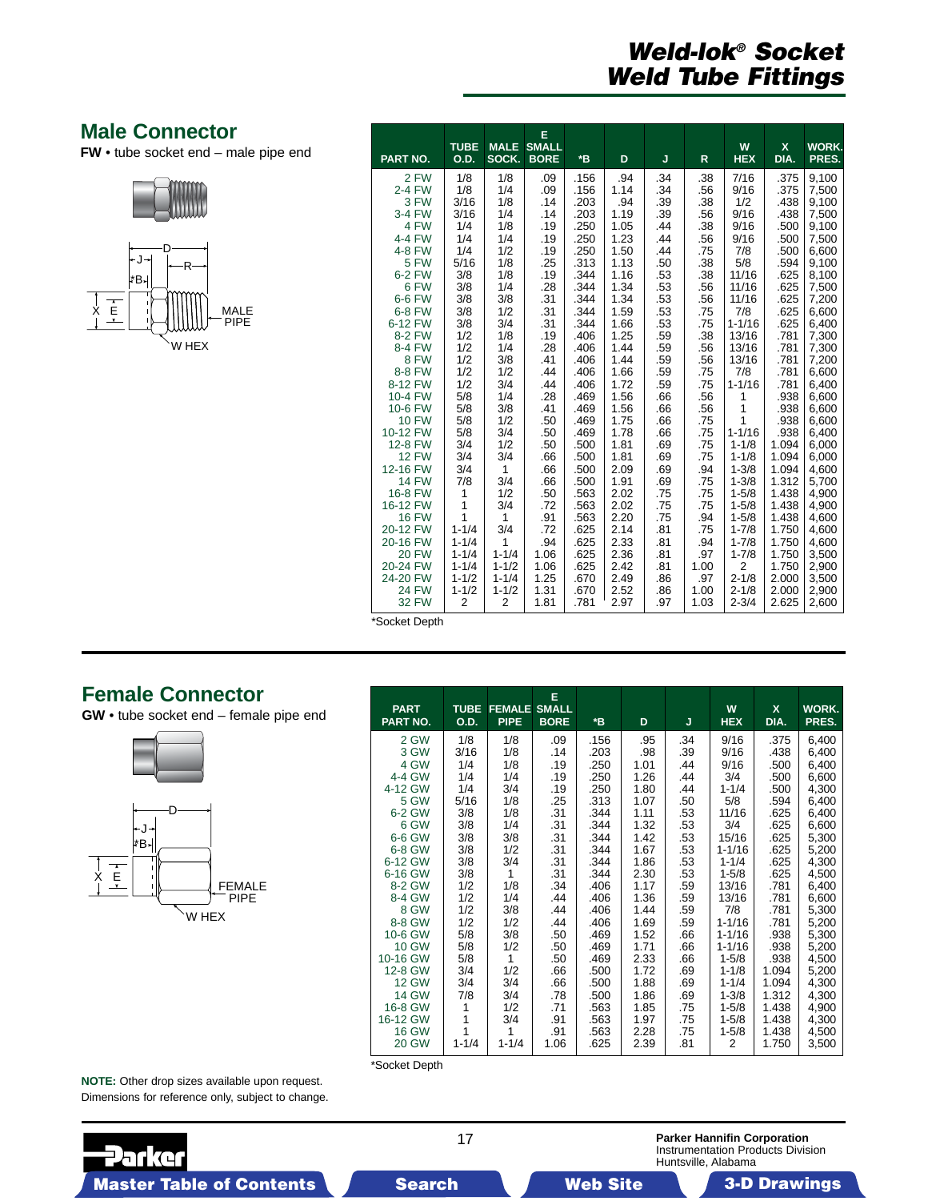# Weld-lok® Socket Weld Tube Fittings

## Male Connector

**FW** • tube socket end – male pipe end

| PART NO. | TUBE O.D. | MALE SOCK. | E SMALL BORE | *B | D | J | R | W HEX | X DIA. | WORK. PRES. |
|---|---|---|---|---|---|---|---|---|---|---|
| 2 FW | 1/8 | 1/8 | .09 | .156 | .94 | .34 | .38 | 7/16 | .375 | 9,100 |
| 2-4 FW | 1/8 | 1/4 | .09 | .156 | 1.14 | .34 | .56 | 9/16 | .375 | 7,500 |
| 3 FW | 3/16 | 1/8 | .14 | .203 | .94 | .39 | .38 | 1/2 | .438 | 9,100 |
| 3-4 FW | 3/16 | 1/4 | .14 | .203 | 1.19 | .39 | .56 | 9/16 | .438 | 7,500 |
| 4 FW | 1/4 | 1/8 | .19 | .250 | 1.05 | .44 | .38 | 9/16 | .500 | 9,100 |
| 4-4 FW | 1/4 | 1/4 | .19 | .250 | 1.23 | .44 | .56 | 9/16 | .500 | 7,500 |
| 4-8 FW | 1/4 | 1/2 | .19 | .250 | 1.50 | .44 | .75 | 7/8 | .500 | 6,600 |
| 5 FW | 5/16 | 1/8 | .25 | .313 | 1.13 | .50 | .38 | 5/8 | .594 | 9,100 |
| 6-2 FW | 3/8 | 1/8 | .19 | .344 | 1.16 | .53 | .38 | 11/16 | .625 | 8,100 |
| 6 FW | 3/8 | 1/4 | .28 | .344 | 1.34 | .53 | .56 | 11/16 | .625 | 7,500 |
| 6-6 FW | 3/8 | 3/8 | .31 | .344 | 1.34 | .53 | .56 | 11/16 | .625 | 7,200 |
| 6-8 FW | 3/8 | 1/2 | .31 | .344 | 1.59 | .53 | .75 | 7/8 | .625 | 6,600 |
| 6-12 FW | 3/8 | 3/4 | .31 | .344 | 1.66 | .53 | .75 | 1-1/16 | .625 | 6,400 |
| 8-2 FW | 1/2 | 1/8 | .19 | .406 | 1.25 | .59 | .38 | 13/16 | .781 | 7,300 |
| 8-4 FW | 1/2 | 1/4 | .28 | .406 | 1.44 | .59 | .56 | 13/16 | .781 | 7,300 |
| 8 FW | 1/2 | 3/8 | .41 | .406 | 1.44 | .59 | .56 | 13/16 | .781 | 7,200 |
| 8-8 FW | 1/2 | 1/2 | .44 | .406 | 1.66 | .59 | .75 | 7/8 | .781 | 6,600 |
| 8-12 FW | 1/2 | 3/4 | .44 | .406 | 1.72 | .59 | .75 | 1-1/16 | .781 | 6,400 |
| 10-4 FW | 5/8 | 1/4 | .28 | .469 | 1.56 | .66 | .56 | 1 | .938 | 6,600 |
| 10-6 FW | 5/8 | 3/8 | .41 | .469 | 1.56 | .66 | .56 | 1 | .938 | 6,600 |
| 10 FW | 5/8 | 1/2 | .50 | .469 | 1.75 | .66 | .75 | 1 | .938 | 6,600 |
| 10-12 FW | 5/8 | 3/4 | .50 | .469 | 1.78 | .66 | .75 | 1-1/16 | .938 | 6,400 |
| 12-8 FW | 3/4 | 1/2 | .50 | .500 | 1.81 | .69 | .75 | 1-1/8 | 1.094 | 6,000 |
| 12 FW | 3/4 | 3/4 | .66 | .500 | 1.81 | .69 | .75 | 1-1/8 | 1.094 | 6,000 |
| 12-16 FW | 3/4 | 1 | .66 | .500 | 2.09 | .69 | .94 | 1-3/8 | 1.094 | 4,600 |
| 14 FW | 7/8 | 3/4 | .66 | .500 | 1.91 | .69 | .75 | 1-3/8 | 1.312 | 5,700 |
| 16-8 FW | 1 | 1/2 | .50 | .563 | 2.02 | .75 | .75 | 1-5/8 | 1.438 | 4,900 |
| 16-12 FW | 1 | 3/4 | .72 | .563 | 2.02 | .75 | .75 | 1-5/8 | 1.438 | 4,900 |
| 16 FW | 1 | 1 | .91 | .563 | 2.20 | .75 | .94 | 1-5/8 | 1.438 | 4,600 |
| 20-12 FW | 1-1/4 | 3/4 | .72 | .625 | 2.14 | .81 | .75 | 1-7/8 | 1.750 | 4,600 |
| 20-16 FW | 1-1/4 | 1 | .94 | .625 | 2.33 | .81 | .94 | 1-7/8 | 1.750 | 4,600 |
| 20 FW | 1-1/4 | 1-1/4 | 1.06 | .625 | 2.36 | .81 | .97 | 1-7/8 | 1.750 | 3,500 |
| 20-24 FW | 1-1/4 | 1-1/2 | 1.06 | .625 | 2.42 | .81 | 1.00 | 2 | 1.750 | 2,900 |
| 24-20 FW | 1-1/2 | 1-1/4 | 1.25 | .670 | 2.49 | .86 | .97 | 2-1/8 | 2.000 | 3,500 |
| 24 FW | 1-1/2 | 1-1/2 | 1.31 | .670 | 2.52 | .86 | 1.00 | 2-1/8 | 2.000 | 2,900 |
| 32 FW | 2 | 2 | 1.81 | .781 | 2.97 | .97 | 1.03 | 2-3/4 | 2.625 | 2,600 |

*Socket Depth

## Female Connector

**GW** • tube socket end – female pipe end

| PART NO. | TUBE O.D. | FEMALE PIPE | E SMALL BORE | *B | D | J | W HEX | X DIA. | WORK. PRES. |
|---|---|---|---|---|---|---|---|---|---|
| 2 GW | 1/8 | 1/8 | .09 | .156 | .95 | .34 | 9/16 | .375 | 6,400 |
| 3 GW | 3/16 | 1/8 | .14 | .203 | .98 | .39 | 9/16 | .438 | 6,400 |
| 4 GW | 1/4 | 1/8 | .19 | .250 | 1.01 | .44 | 9/16 | .500 | 6,400 |
| 4-4 GW | 1/4 | 1/4 | .19 | .250 | 1.26 | .44 | 3/4 | .500 | 6,600 |
| 4-12 GW | 1/4 | 3/4 | .19 | .250 | 1.80 | .44 | 1-1/4 | .500 | 4,300 |
| 5 GW | 5/16 | 1/8 | .25 | .313 | 1.07 | .50 | 5/8 | .594 | 6,400 |
| 6-2 GW | 3/8 | 1/8 | .31 | .344 | 1.11 | .53 | 11/16 | .625 | 6,400 |
| 6 GW | 3/8 | 1/4 | .31 | .344 | 1.32 | .53 | 3/4 | .625 | 6,600 |
| 6-6 GW | 3/8 | 3/8 | .31 | .344 | 1.42 | .53 | 15/16 | .625 | 5,300 |
| 6-8 GW | 3/8 | 1/2 | .31 | .344 | 1.67 | .53 | 1-1/16 | .625 | 5,200 |
| 6-12 GW | 3/8 | 3/4 | .31 | .344 | 1.86 | .53 | 1-1/4 | .625 | 4,300 |
| 6-16 GW | 3/8 | 1 | .31 | .344 | 2.30 | .53 | 1-5/8 | .625 | 4,500 |
| 8-2 GW | 1/2 | 1/8 | .34 | .406 | 1.17 | .59 | 13/16 | .781 | 6,400 |
| 8-4 GW | 1/2 | 1/4 | .44 | .406 | 1.36 | .59 | 13/16 | .781 | 6,600 |
| 8 GW | 1/2 | 3/8 | .44 | .406 | 1.44 | .59 | 7/8 | .781 | 5,300 |
| 8-8 GW | 1/2 | 1/2 | .44 | .406 | 1.69 | .59 | 1-1/16 | .781 | 5,200 |
| 10-6 GW | 5/8 | 3/8 | .50 | .469 | 1.52 | .66 | 1-1/16 | .938 | 5,300 |
| 10 GW | 5/8 | 1/2 | .50 | .469 | 1.71 | .66 | 1-1/16 | .938 | 5,200 |
| 10-16 GW | 5/8 | 1 | .50 | .469 | 2.33 | .66 | 1-5/8 | .938 | 4,500 |
| 12-8 GW | 3/4 | 1/2 | .66 | .500 | 1.72 | .69 | 1-1/8 | 1.094 | 5,200 |
| 12 GW | 3/4 | 3/4 | .66 | .500 | 1.88 | .69 | 1-1/4 | 1.094 | 4,300 |
| 14 GW | 7/8 | 3/4 | .78 | .500 | 1.86 | .69 | 1-3/8 | 1.312 | 4,300 |
| 16-8 GW | 1 | 1/2 | .71 | .563 | 1.85 | .75 | 1-5/8 | 1.438 | 4,900 |
| 16-12 GW | 1 | 3/4 | .91 | .563 | 1.97 | .75 | 1-5/8 | 1.438 | 4,300 |
| 16 GW | 1 | 1 | .91 | .563 | 2.28 | .75 | 1-5/8 | 1.438 | 4,500 |
| 20 GW | 1-1/4 | 1-1/4 | 1.06 | .625 | 2.39 | .81 | 2 | 1.750 | 3,500 |

*Socket Depth

**NOTE:** Other drop sizes available upon request.
Dimensions for reference only, subject to change.

**Parker Hannifin Corporation**
Instrumentation Products Division
Huntsville, Alabama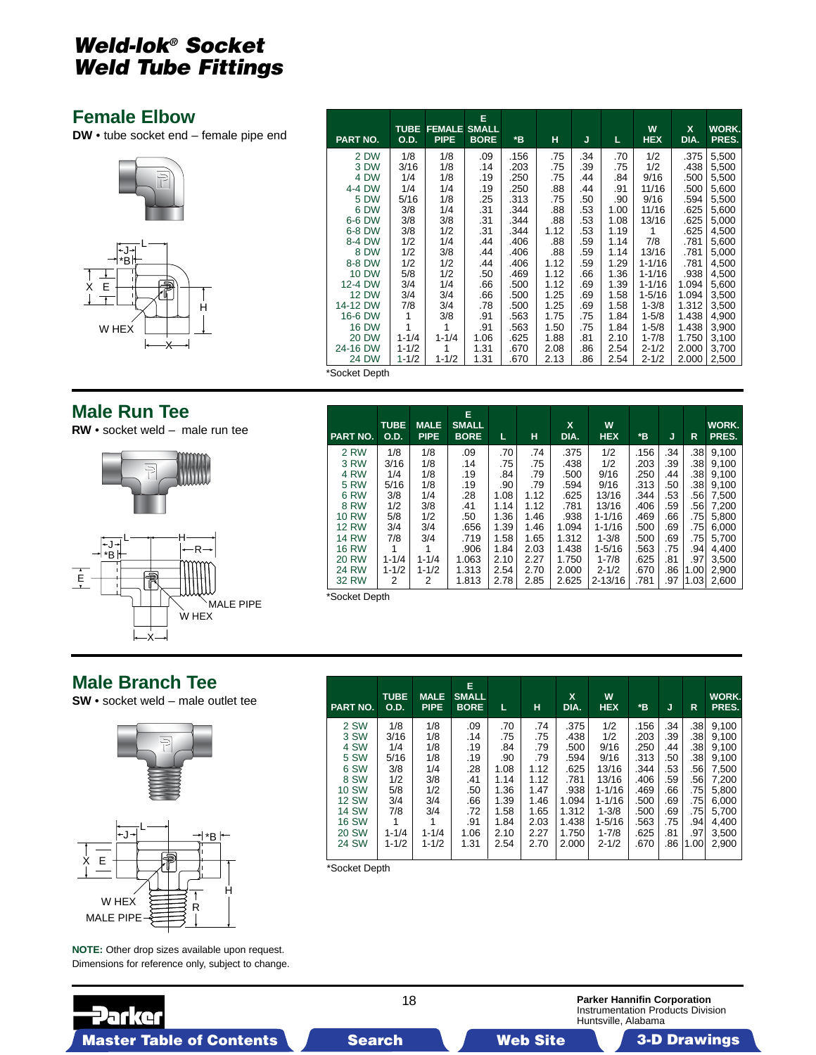# Weld-lok® Socket Weld Tube Fittings

## Female Elbow

**DW** • tube socket end – female pipe end

| PART NO. | TUBE O.D. | FEMALE PIPE | E SMALL BORE | *B | H | J | L | W HEX | X DIA. | WORK. PRES. |
|---|---|---|---|---|---|---|---|---|---|---|
| 2 DW | 1/8 | 1/8 | .09 | .156 | .75 | .34 | .70 | 1/2 | .375 | 5,500 |
| 3 DW | 3/16 | 1/8 | .14 | .203 | .75 | .39 | .75 | 1/2 | .438 | 5,500 |
| 4 DW | 1/4 | 1/8 | .19 | .250 | .75 | .44 | .84 | 9/16 | .500 | 5,500 |
| 4-4 DW | 1/4 | 1/4 | .19 | .250 | .88 | .44 | .91 | 11/16 | .500 | 5,600 |
| 5 DW | 5/16 | 1/8 | .25 | .313 | .75 | .50 | .90 | 9/16 | .594 | 5,500 |
| 6 DW | 3/8 | 1/4 | .31 | .344 | .88 | .53 | 1.00 | 11/16 | .625 | 5,600 |
| 6-6 DW | 3/8 | 3/8 | .31 | .344 | .88 | .53 | 1.08 | 13/16 | .625 | 5,000 |
| 6-8 DW | 3/8 | 1/2 | .31 | .344 | 1.12 | .53 | 1.19 | 1 | .625 | 4,500 |
| 8-4 DW | 1/2 | 1/4 | .44 | .406 | .88 | .59 | 1.14 | 7/8 | .781 | 5,600 |
| 8 DW | 1/2 | 3/8 | .44 | .406 | .88 | .59 | 1.14 | 13/16 | .781 | 5,000 |
| 8-8 DW | 1/2 | 1/2 | .44 | .406 | 1.12 | .59 | 1.29 | 1-1/16 | .781 | 4,500 |
| 10 DW | 5/8 | 1/2 | .50 | .469 | 1.12 | .66 | 1.36 | 1-1/16 | .938 | 4,500 |
| 12-4 DW | 3/4 | 1/4 | .66 | .500 | 1.12 | .69 | 1.39 | 1-1/16 | 1.094 | 5,600 |
| 12 DW | 3/4 | 3/4 | .66 | .500 | 1.25 | .69 | 1.58 | 1-5/16 | 1.094 | 3,500 |
| 14-12 DW | 7/8 | 3/4 | .78 | .500 | 1.25 | .69 | 1.58 | 1-3/8 | 1.312 | 3,500 |
| 16-6 DW | 1 | 3/8 | .91 | .563 | 1.75 | .75 | 1.84 | 1-5/8 | 1.438 | 4,900 |
| 16 DW | 1 | 1 | .91 | .563 | 1.50 | .75 | 1.84 | 1-5/8 | 1.438 | 3,900 |
| 20 DW | 1-1/4 | 1-1/4 | 1.06 | .625 | 1.88 | .81 | 2.10 | 1-7/8 | 1.750 | 3,100 |
| 24-16 DW | 1-1/2 | 1 | 1.31 | .670 | 2.08 | .86 | 2.54 | 2-1/2 | 2.000 | 3,700 |
| 24 DW | 1-1/2 | 1-1/2 | 1.31 | .670 | 2.13 | .86 | 2.54 | 2-1/2 | 2.000 | 2,500 |

*Socket Depth

## Male Run Tee

**RW** • socket weld – male run tee

| PART NO. | TUBE O.D. | MALE PIPE | E SMALL BORE | L | H | X DIA. | W HEX | *B | J | R | WORK. PRES. |
|---|---|---|---|---|---|---|---|---|---|---|---|
| 2 RW | 1/8 | 1/8 | .09 | .70 | .74 | .375 | 1/2 | .156 | .34 | .38 | 9,100 |
| 3 RW | 3/16 | 1/8 | .14 | .75 | .75 | .438 | 1/2 | .203 | .39 | .38 | 9,100 |
| 4 RW | 1/4 | 1/8 | .19 | .84 | .79 | .500 | 9/16 | .250 | .44 | .38 | 9,100 |
| 5 RW | 5/16 | 1/8 | .19 | .90 | .79 | .594 | 9/16 | .313 | .50 | .38 | 9,100 |
| 6 RW | 3/8 | 1/4 | .28 | 1.08 | 1.12 | .625 | 13/16 | .344 | .53 | .56 | 7,500 |
| 8 RW | 1/2 | 3/8 | .41 | 1.14 | 1.12 | .781 | 13/16 | .406 | .59 | .56 | 7,200 |
| 10 RW | 5/8 | 1/2 | .50 | 1.36 | 1.46 | .938 | 1-1/16 | .469 | .66 | .75 | 5,800 |
| 12 RW | 3/4 | 3/4 | .656 | 1.39 | 1.46 | 1.094 | 1-1/16 | .500 | .69 | .75 | 6,000 |
| 14 RW | 7/8 | 3/4 | .719 | 1.58 | 1.65 | 1.312 | 1-3/8 | .500 | .69 | .75 | 5,700 |
| 16 RW | 1 | 1 | .906 | 1.84 | 2.03 | 1.438 | 1-5/16 | .563 | .75 | .94 | 4,400 |
| 20 RW | 1-1/4 | 1-1/4 | 1.063 | 2.10 | 2.27 | 1.750 | 1-7/8 | .625 | .81 | .97 | 3,500 |
| 24 RW | 1-1/2 | 1-1/2 | 1.313 | 2.54 | 2.70 | 2.000 | 2-1/2 | .670 | .86 | 1.00 | 2,900 |
| 32 RW | 2 | 2 | 1.813 | 2.78 | 2.85 | 2.625 | 2-13/16 | .781 | .97 | 1.03 | 2,600 |

*Socket Depth

## Male Branch Tee

**SW** • socket weld – male outlet tee

| PART NO. | TUBE O.D. | MALE PIPE | E SMALL BORE | L | H | X DIA. | W HEX | *B | J | R | WORK. PRES. |
|---|---|---|---|---|---|---|---|---|---|---|---|
| 2 SW | 1/8 | 1/8 | .09 | .70 | .74 | .375 | 1/2 | .156 | .34 | .38 | 9,100 |
| 3 SW | 3/16 | 1/8 | .14 | .75 | .75 | .438 | 1/2 | .203 | .39 | .38 | 9,100 |
| 4 SW | 1/4 | 1/8 | .19 | .84 | .79 | .500 | 9/16 | .250 | .44 | .38 | 9,100 |
| 5 SW | 5/16 | 1/8 | .19 | .90 | .79 | .594 | 9/16 | .313 | .50 | .38 | 9,100 |
| 6 SW | 3/8 | 1/4 | .28 | 1.08 | 1.12 | .625 | 13/16 | .344 | .53 | .56 | 7,500 |
| 8 SW | 1/2 | 3/8 | .41 | 1.14 | 1.12 | .781 | 13/16 | .406 | .59 | .56 | 7,200 |
| 10 SW | 5/8 | 1/2 | .50 | 1.36 | 1.47 | .938 | 1-1/16 | .469 | .66 | .75 | 5,800 |
| 12 SW | 3/4 | 3/4 | .66 | 1.39 | 1.46 | 1.094 | 1-1/16 | .500 | .69 | .75 | 6,000 |
| 14 SW | 7/8 | 3/4 | .72 | 1.58 | 1.65 | 1.312 | 1-3/8 | .500 | .69 | .75 | 5,700 |
| 16 SW | 1 | 1 | .91 | 1.84 | 2.03 | 1.438 | 1-5/16 | .563 | .75 | .94 | 4,400 |
| 20 SW | 1-1/4 | 1-1/4 | 1.06 | 2.10 | 2.27 | 1.750 | 1-7/8 | .625 | .81 | .97 | 3,500 |
| 24 SW | 1-1/2 | 1-1/2 | 1.31 | 2.54 | 2.70 | 2.000 | 2-1/2 | .670 | .86 | 1.00 | 2,900 |

*Socket Depth

**NOTE:** Other drop sizes available upon request. Dimensions for reference only, subject to change.

**Parker Hannifin Corporation**
Instrumentation Products Division
Huntsville, Alabama

Master Table of Contents | Search | Web Site | 3-D Drawings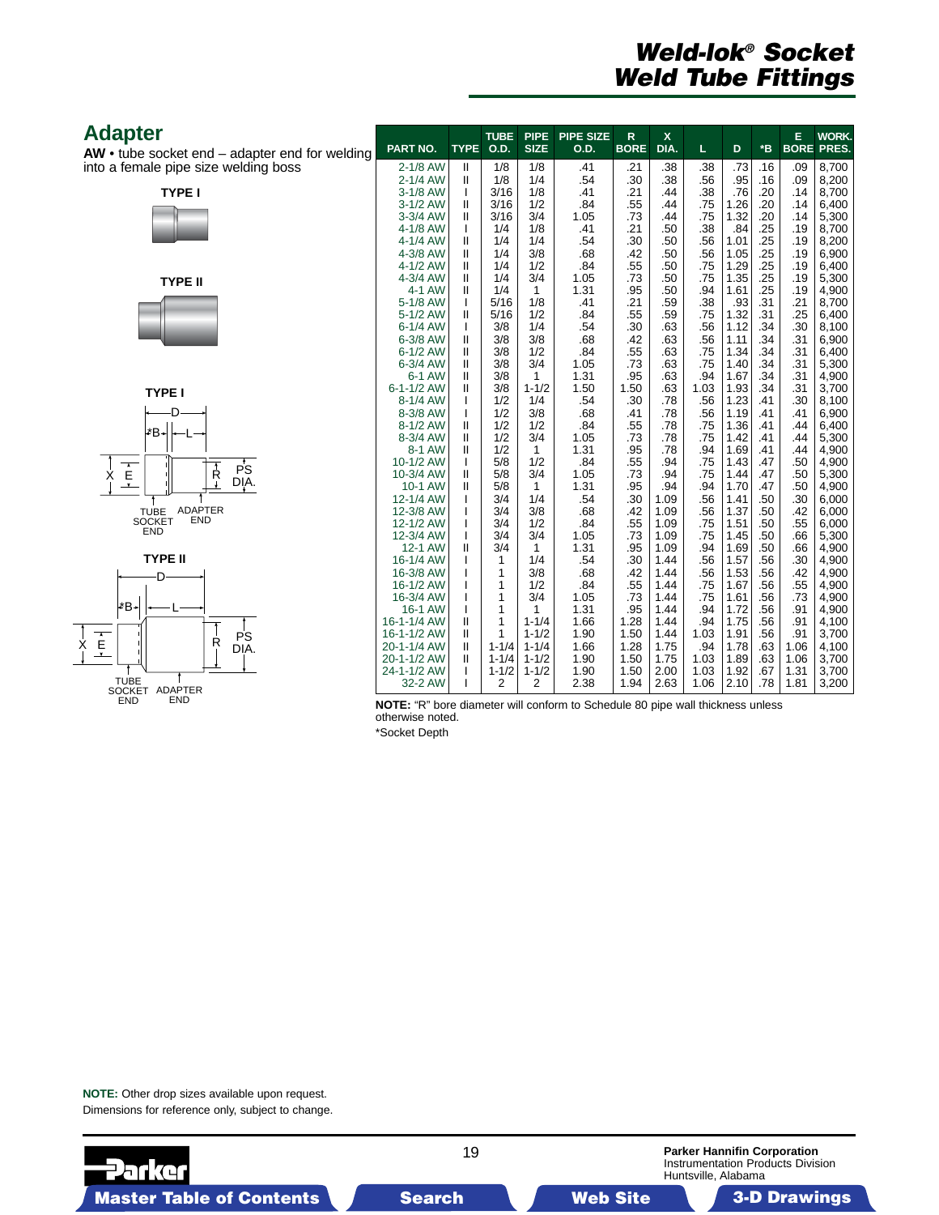# Weld-lok® Socket Weld Tube Fittings

## Adapter

**AW** • tube socket end – adapter end for welding into a female pipe size welding boss

**TYPE I**

**TYPE II**

**TYPE I**

D, *B, L, X, E, R, PS DIA., TUBE SOCKET END, ADAPTER END

**TYPE II**

D, *B, L, X, E, R, PS DIA., TUBE SOCKET END, ADAPTER END

| PART NO. | TYPE | TUBE O.D. | PIPE SIZE | PIPE SIZE O.D. | R BORE | X DIA. | L | D | *B | E BORE | WORK. PRES. |
|---|---|---|---|---|---|---|---|---|---|---|---|
| 2-1/8 AW | II | 1/8 | 1/8 | .41 | .21 | .38 | .38 | .73 | .16 | .09 | 8,700 |
| 2-1/4 AW | II | 1/8 | 1/4 | .54 | .30 | .38 | .56 | .95 | .16 | .09 | 8,200 |
| 3-1/8 AW | I | 3/16 | 1/8 | .41 | .21 | .44 | .38 | .76 | .20 | .14 | 8,700 |
| 3-1/2 AW | II | 3/16 | 1/2 | .84 | .55 | .44 | .75 | 1.26 | .20 | .14 | 6,400 |
| 3-3/4 AW | II | 3/16 | 3/4 | 1.05 | .73 | .44 | .75 | 1.32 | .20 | .14 | 5,300 |
| 4-1/8 AW | I | 1/4 | 1/8 | .41 | .21 | .50 | .38 | .84 | .25 | .19 | 8,700 |
| 4-1/4 AW | II | 1/4 | 1/4 | .54 | .30 | .50 | .56 | 1.01 | .25 | .19 | 8,200 |
| 4-3/8 AW | II | 1/4 | 3/8 | .68 | .42 | .50 | .56 | 1.05 | .25 | .19 | 6,900 |
| 4-1/2 AW | II | 1/4 | 1/2 | .84 | .55 | .50 | .75 | 1.29 | .25 | .19 | 6,400 |
| 4-3/4 AW | II | 1/4 | 3/4 | 1.05 | .73 | .50 | .75 | 1.35 | .25 | .19 | 5,300 |
| 4-1 AW | II | 1/4 | 1 | 1.31 | .95 | .50 | .94 | 1.61 | .25 | .19 | 4,900 |
| 5-1/8 AW | I | 5/16 | 1/8 | .41 | .21 | .59 | .38 | .93 | .31 | .21 | 8,700 |
| 5-1/2 AW | II | 5/16 | 1/2 | .84 | .55 | .59 | .75 | 1.32 | .31 | .25 | 6,400 |
| 6-1/4 AW | I | 3/8 | 1/4 | .54 | .30 | .63 | .56 | 1.12 | .34 | .30 | 8,100 |
| 6-3/8 AW | II | 3/8 | 3/8 | .68 | .42 | .63 | .56 | 1.11 | .34 | .31 | 6,900 |
| 6-1/2 AW | II | 3/8 | 1/2 | .84 | .55 | .63 | .75 | 1.34 | .34 | .31 | 6,400 |
| 6-3/4 AW | II | 3/8 | 3/4 | 1.05 | .73 | .63 | .75 | 1.40 | .34 | .31 | 5,300 |
| 6-1 AW | II | 3/8 | 1 | 1.31 | .95 | .63 | .94 | 1.67 | .34 | .31 | 4,900 |
| 6-1-1/2 AW | II | 3/8 | 1-1/2 | 1.50 | 1.50 | .63 | 1.03 | 1.93 | .34 | .31 | 3,700 |
| 8-1/4 AW | I | 1/2 | 1/4 | .54 | .30 | .78 | .56 | 1.23 | .41 | .30 | 8,100 |
| 8-3/8 AW | I | 1/2 | 3/8 | .68 | .41 | .78 | .56 | 1.19 | .41 | .41 | 6,900 |
| 8-1/2 AW | II | 1/2 | 1/2 | .84 | .55 | .78 | .75 | 1.36 | .41 | .44 | 6,400 |
| 8-3/4 AW | II | 1/2 | 3/4 | 1.05 | .73 | .78 | .75 | 1.42 | .41 | .44 | 5,300 |
| 8-1 AW | II | 1/2 | 1 | 1.31 | .95 | .78 | .94 | 1.69 | .41 | .44 | 4,900 |
| 10-1/2 AW | I | 5/8 | 1/2 | .84 | .55 | .94 | .75 | 1.43 | .47 | .50 | 4,900 |
| 10-3/4 AW | II | 5/8 | 3/4 | 1.05 | .73 | .94 | .75 | 1.44 | .47 | .50 | 5,300 |
| 10-1 AW | II | 5/8 | 1 | 1.31 | .95 | .94 | .94 | 1.70 | .47 | .50 | 4,900 |
| 12-1/4 AW | I | 3/4 | 1/4 | .54 | .30 | 1.09 | .56 | 1.41 | .50 | .30 | 6,000 |
| 12-3/8 AW | I | 3/4 | 3/8 | .68 | .42 | 1.09 | .56 | 1.37 | .50 | .42 | 6,000 |
| 12-1/2 AW | I | 3/4 | 1/2 | .84 | .55 | 1.09 | .75 | 1.51 | .50 | .55 | 6,000 |
| 12-3/4 AW | I | 3/4 | 3/4 | 1.05 | .73 | 1.09 | .75 | 1.45 | .50 | .66 | 5,300 |
| 12-1 AW | II | 3/4 | 1 | 1.31 | .95 | 1.09 | .94 | 1.69 | .50 | .66 | 4,900 |
| 16-1/4 AW | I | 1 | 1/4 | .54 | .30 | 1.44 | .56 | 1.57 | .56 | .30 | 4,900 |
| 16-3/8 AW | I | 1 | 3/8 | .68 | .42 | 1.44 | .56 | 1.53 | .56 | .42 | 4,900 |
| 16-1/2 AW | I | 1 | 1/2 | .84 | .55 | 1.44 | .75 | 1.67 | .56 | .55 | 4,900 |
| 16-3/4 AW | I | 1 | 3/4 | 1.05 | .73 | 1.44 | .75 | 1.61 | .56 | .73 | 4,900 |
| 16-1 AW | I | 1 | 1 | 1.31 | .95 | 1.44 | .94 | 1.72 | .56 | .91 | 4,900 |
| 16-1-1/4 AW | II | 1 | 1-1/4 | 1.66 | 1.28 | 1.44 | .94 | 1.75 | .56 | .91 | 4,100 |
| 16-1-1/2 AW | II | 1 | 1-1/2 | 1.90 | 1.50 | 1.44 | 1.03 | 1.91 | .56 | .91 | 3,700 |
| 20-1-1/4 AW | II | 1-1/4 | 1-1/4 | 1.66 | 1.28 | 1.75 | .94 | 1.78 | .63 | 1.06 | 4,100 |
| 20-1-1/2 AW | II | 1-1/4 | 1-1/2 | 1.90 | 1.50 | 1.75 | 1.03 | 1.89 | .63 | 1.06 | 3,700 |
| 24-1-1/2 AW | I | 1-1/2 | 1-1/2 | 1.90 | 1.50 | 2.00 | 1.03 | 1.92 | .67 | 1.31 | 3,700 |
| 32-2 AW | I | 2 | 2 | 2.38 | 1.94 | 2.63 | 1.06 | 2.10 | .78 | 1.81 | 3,200 |

**NOTE:** "R" bore diameter will conform to Schedule 80 pipe wall thickness unless otherwise noted.

*Socket Depth

**NOTE:** Other drop sizes available upon request.
Dimensions for reference only, subject to change.

**Parker Hannifin Corporation**
Instrumentation Products Division
Huntsville, Alabama

Master Table of Contents | Search | Web Site | 3-D Drawings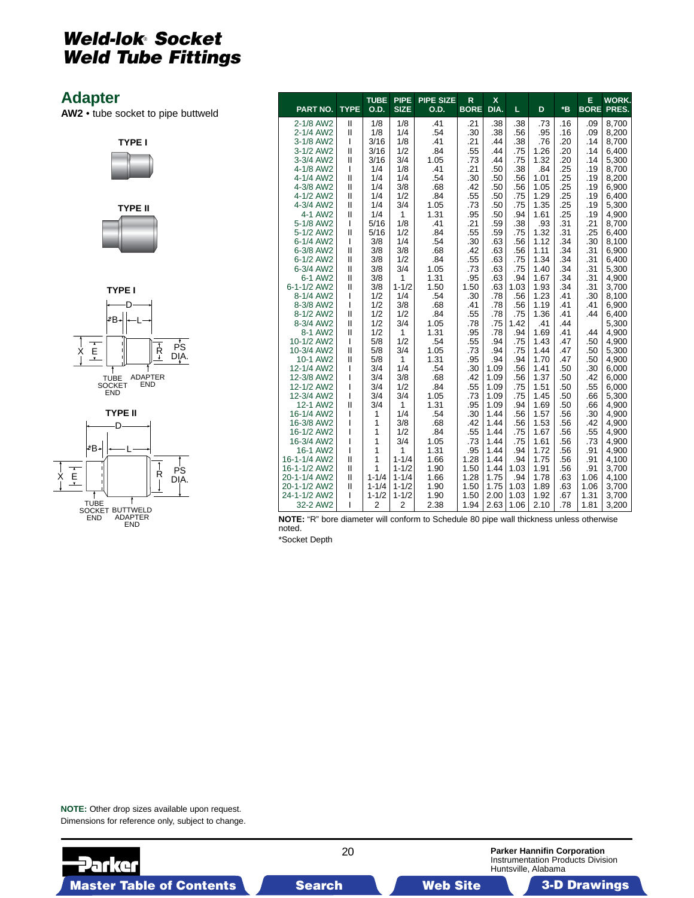# Weld-lok® Socket Weld Tube Fittings

## Adapter

**AW2** • tube socket to pipe buttweld

TYPE I

TYPE II

TYPE I

D, B*, L, X, E, R, PS DIA.

TUBE SOCKET END — ADAPTER END

TYPE II

D, B*, L, X, E, R, PS DIA.

TUBE SOCKET END — BUTTWELD ADAPTER END

| PART NO. | TYPE | TUBE O.D. | PIPE SIZE | PIPE SIZE O.D. | R BORE | X DIA. | L | D | *B | E BORE | WORK. PRES. |
|---|---|---|---|---|---|---|---|---|---|---|---|
| 2-1/8 AW2 | II | 1/8 | 1/8 | .41 | .21 | .38 | .38 | .73 | .16 | .09 | 8,700 |
| 2-1/4 AW2 | II | 1/8 | 1/4 | .54 | .30 | .38 | .56 | .95 | .16 | .09 | 8,200 |
| 3-1/8 AW2 | I | 3/16 | 1/8 | .41 | .21 | .44 | .38 | .76 | .20 | .14 | 8,700 |
| 3-1/2 AW2 | II | 3/16 | 1/2 | .84 | .55 | .44 | .75 | 1.26 | .20 | .14 | 6,400 |
| 3-3/4 AW2 | II | 3/16 | 3/4 | 1.05 | .73 | .44 | .75 | 1.32 | .20 | .14 | 5,300 |
| 4-1/8 AW2 | I | 1/4 | 1/8 | .41 | .21 | .50 | .38 | .84 | .25 | .19 | 8,700 |
| 4-1/4 AW2 | II | 1/4 | 1/4 | .54 | .30 | .50 | .56 | 1.01 | .25 | .19 | 8,200 |
| 4-3/8 AW2 | II | 1/4 | 3/8 | .68 | .42 | .50 | .56 | 1.05 | .25 | .19 | 6,900 |
| 4-1/2 AW2 | II | 1/4 | 1/2 | .84 | .55 | .50 | .75 | 1.29 | .25 | .19 | 6,400 |
| 4-3/4 AW2 | II | 1/4 | 3/4 | 1.05 | .73 | .50 | .75 | 1.35 | .25 | .19 | 5,300 |
| 4-1 AW2 | II | 1/4 | 1 | 1.31 | .95 | .50 | .94 | 1.61 | .25 | .19 | 4,900 |
| 5-1/8 AW2 | I | 5/16 | 1/8 | .41 | .21 | .59 | .38 | .93 | .31 | .21 | 8,700 |
| 5-1/2 AW2 | II | 5/16 | 1/2 | .84 | .55 | .59 | .75 | 1.32 | .31 | .25 | 6,400 |
| 6-1/4 AW2 | I | 3/8 | 1/4 | .54 | .30 | .63 | .56 | 1.12 | .34 | .30 | 8,100 |
| 6-3/8 AW2 | II | 3/8 | 3/8 | .68 | .42 | .63 | .56 | 1.11 | .34 | .31 | 6,900 |
| 6-1/2 AW2 | II | 3/8 | 1/2 | .84 | .55 | .63 | .75 | 1.34 | .34 | .31 | 6,400 |
| 6-3/4 AW2 | II | 3/8 | 3/4 | 1.05 | .73 | .63 | .75 | 1.40 | .34 | .31 | 5,300 |
| 6-1 AW2 | II | 3/8 | 1 | 1.31 | .95 | .63 | .94 | 1.67 | .34 | .31 | 4,900 |
| 6-1-1/2 AW2 | II | 3/8 | 1-1/2 | 1.50 | 1.50 | .63 | 1.03 | 1.93 | .34 | .31 | 3,700 |
| 8-1/4 AW2 | I | 1/2 | 1/4 | .54 | .30 | .78 | .56 | 1.23 | .41 | .30 | 8,100 |
| 8-3/8 AW2 | I | 1/2 | 3/8 | .68 | .41 | .78 | .56 | 1.19 | .41 | .41 | 6,900 |
| 8-1/2 AW2 | II | 1/2 | 1/2 | .84 | .55 | .78 | .75 | 1.36 | .41 | .44 | 6,400 |
| 8-3/4 AW2 | II | 1/2 | 3/4 | 1.05 | .78 | .75 | 1.42 | .41 | .44 | | 5,300 |
| 8-1 AW2 | II | 1/2 | 1 | 1.31 | .95 | .78 | .94 | 1.69 | .41 | .44 | 4,900 |
| 10-1/2 AW2 | I | 5/8 | 1/2 | .54 | .55 | .94 | .75 | 1.43 | .47 | .50 | 4,900 |
| 10-3/4 AW2 | II | 5/8 | 3/4 | 1.05 | .73 | .94 | .75 | 1.44 | .47 | .50 | 5,300 |
| 10-1 AW2 | II | 5/8 | 1 | 1.31 | .95 | .94 | .94 | 1.70 | .47 | .50 | 4,900 |
| 12-1/4 AW2 | I | 3/4 | 1/4 | .54 | .30 | 1.09 | .56 | 1.41 | .50 | .30 | 6,000 |
| 12-3/8 AW2 | I | 3/4 | 3/8 | .68 | .42 | 1.09 | .56 | 1.37 | .50 | .42 | 6,000 |
| 12-1/2 AW2 | I | 3/4 | 1/2 | .84 | .55 | 1.09 | .75 | 1.51 | .50 | .55 | 6,000 |
| 12-3/4 AW2 | I | 3/4 | 3/4 | 1.05 | .73 | 1.09 | .75 | 1.45 | .50 | .66 | 5,300 |
| 12-1 AW2 | II | 3/4 | 1 | 1.31 | .95 | 1.09 | .94 | 1.69 | .50 | .66 | 4,900 |
| 16-1/4 AW2 | I | 1 | 1/4 | .54 | .30 | 1.44 | .56 | 1.57 | .56 | .30 | 4,900 |
| 16-3/8 AW2 | I | 1 | 3/8 | .68 | .42 | 1.44 | .56 | 1.53 | .56 | .42 | 4,900 |
| 16-1/2 AW2 | I | 1 | 1/2 | .84 | .55 | 1.44 | .75 | 1.67 | .56 | .55 | 4,900 |
| 16-3/4 AW2 | I | 1 | 3/4 | 1.05 | .73 | 1.44 | .75 | 1.61 | .56 | .73 | 4,900 |
| 16-1 AW2 | I | 1 | 1 | 1.31 | .95 | 1.44 | .94 | 1.72 | .56 | .91 | 4,900 |
| 16-1-1/4 AW2 | II | 1 | 1-1/4 | 1.66 | 1.28 | 1.44 | .94 | 1.75 | .56 | .91 | 4,100 |
| 16-1-1/2 AW2 | II | 1 | 1-1/2 | 1.90 | 1.50 | 1.44 | 1.03 | 1.91 | .56 | .91 | 3,700 |
| 20-1-1/4 AW2 | II | 1-1/4 | 1-1/4 | 1.66 | 1.28 | 1.75 | .94 | 1.78 | .63 | 1.06 | 4,100 |
| 20-1-1/2 AW2 | II | 1-1/4 | 1-1/2 | 1.90 | 1.50 | 1.75 | 1.03 | 1.89 | .63 | 1.06 | 3,700 |
| 24-1-1/2 AW2 | I | 1-1/2 | 1-1/2 | 1.90 | 1.50 | 2.00 | 1.03 | 1.92 | .67 | 1.31 | 3,700 |
| 32-2 AW2 | I | 2 | 2 | 2.38 | 1.94 | 2.63 | 1.06 | 2.10 | .78 | 1.81 | 3,200 |

**NOTE:** "R" bore diameter will conform to Schedule 80 pipe wall thickness unless otherwise noted.

*Socket Depth

**NOTE:** Other drop sizes available upon request.
Dimensions for reference only, subject to change.

**Parker Hannifin Corporation**
Instrumentation Products Division
Huntsville, Alabama

Master Table of Contents | Search | Web Site | 3-D Drawings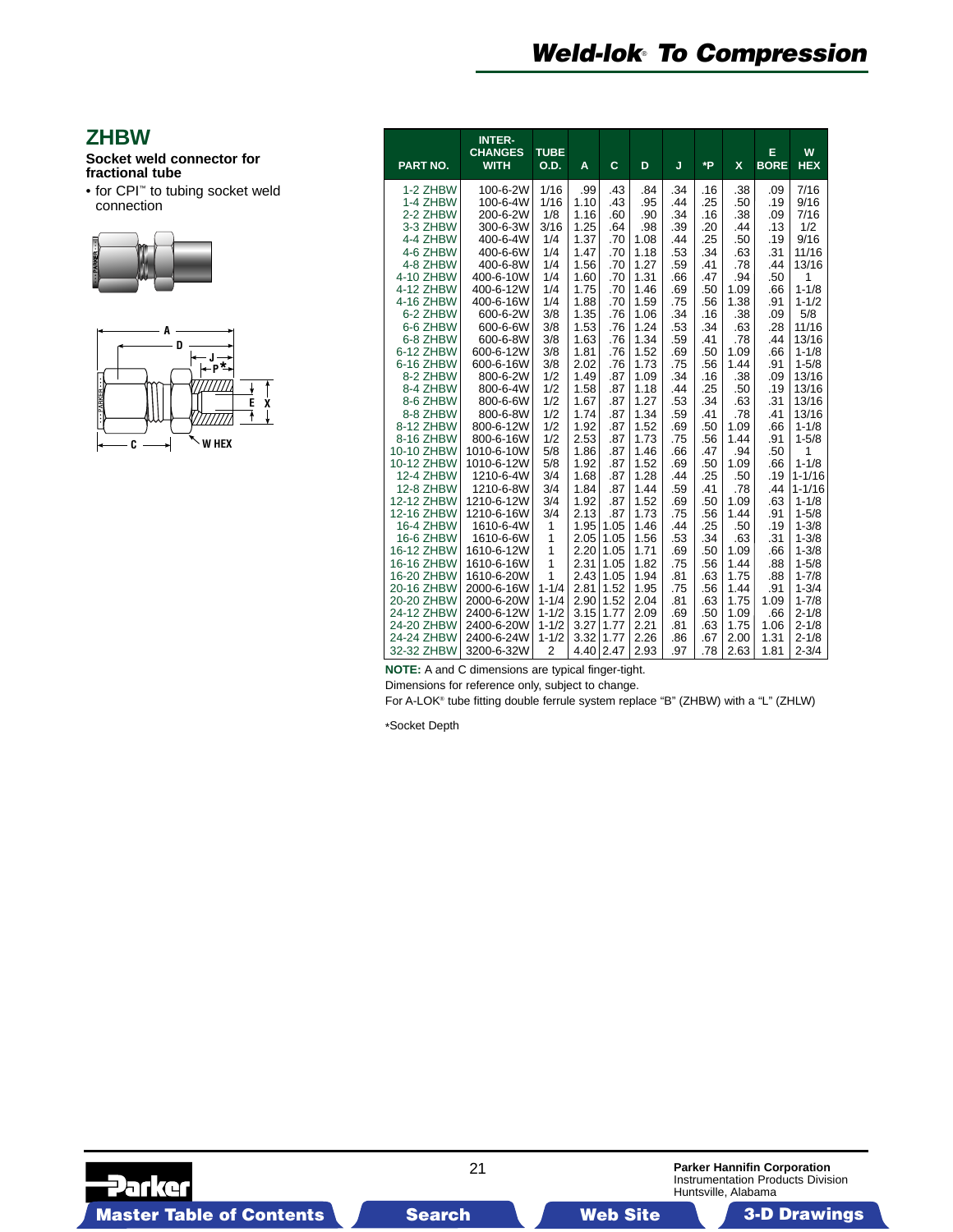# Weld-lok® To Compression

## ZHBW

**Socket weld connector for fractional tube**

- for CPI™ to tubing socket weld connection

| PART NO. | INTER-CHANGES WITH | TUBE O.D. | A | C | D | J | *P | X | E BORE | W HEX |
|---|---|---|---|---|---|---|---|---|---|---|
| 1-2 ZHBW | 100-6-2W | 1/16 | .99 | .43 | .84 | .34 | .16 | .38 | .09 | 7/16 |
| 1-4 ZHBW | 100-6-4W | 1/16 | 1.10 | .43 | .95 | .44 | .25 | .50 | .19 | 9/16 |
| 2-2 ZHBW | 200-6-2W | 1/8 | 1.16 | .60 | .90 | .34 | .16 | .38 | .09 | 7/16 |
| 3-3 ZHBW | 300-6-3W | 3/16 | 1.25 | .64 | .98 | .39 | .20 | .44 | .13 | 1/2 |
| 4-4 ZHBW | 400-6-4W | 1/4 | 1.37 | .70 | 1.08 | .44 | .25 | .50 | .19 | 9/16 |
| 4-6 ZHBW | 400-6-6W | 1/4 | 1.47 | .70 | 1.18 | .53 | .34 | .63 | .31 | 11/16 |
| 4-8 ZHBW | 400-6-8W | 1/4 | 1.56 | .70 | 1.27 | .59 | .41 | .78 | .44 | 13/16 |
| 4-10 ZHBW | 400-6-10W | 1/4 | 1.60 | .70 | 1.31 | .66 | .47 | .94 | .50 | 1 |
| 4-12 ZHBW | 400-6-12W | 1/4 | 1.75 | .70 | 1.46 | .69 | .50 | 1.09 | .66 | 1-1/8 |
| 4-16 ZHBW | 400-6-16W | 1/4 | 1.88 | .70 | 1.59 | .75 | .56 | 1.38 | .91 | 1-1/2 |
| 6-2 ZHBW | 600-6-2W | 3/8 | 1.35 | .76 | 1.06 | .34 | .16 | .38 | .09 | 5/8 |
| 6-6 ZHBW | 600-6-6W | 3/8 | 1.53 | .76 | 1.24 | .53 | .34 | .63 | .28 | 11/16 |
| 6-8 ZHBW | 600-6-8W | 3/8 | 1.63 | .76 | 1.34 | .59 | .41 | .78 | .44 | 13/16 |
| 6-12 ZHBW | 600-6-12W | 3/8 | 1.81 | .76 | 1.52 | .69 | .50 | 1.09 | .66 | 1-1/8 |
| 6-16 ZHBW | 600-6-16W | 3/8 | 2.02 | .76 | 1.73 | .75 | .56 | 1.44 | .91 | 1-5/8 |
| 8-2 ZHBW | 800-6-2W | 1/2 | 1.49 | .87 | 1.09 | .34 | .16 | .38 | .09 | 13/16 |
| 8-4 ZHBW | 800-6-4W | 1/2 | 1.58 | .87 | 1.18 | .44 | .25 | .50 | .19 | 13/16 |
| 8-6 ZHBW | 800-6-6W | 1/2 | 1.67 | .87 | 1.27 | .53 | .34 | .63 | .31 | 13/16 |
| 8-8 ZHBW | 800-6-8W | 1/2 | 1.74 | .87 | 1.34 | .59 | .41 | .78 | .41 | 13/16 |
| 8-12 ZHBW | 800-6-12W | 1/2 | 1.92 | .87 | 1.52 | .69 | .50 | 1.09 | .66 | 1-1/8 |
| 8-16 ZHBW | 800-6-16W | 1/2 | 2.53 | .87 | 1.73 | .75 | .56 | 1.44 | .91 | 1-5/8 |
| 10-10 ZHBW | 1010-6-10W | 5/8 | 1.86 | .87 | 1.46 | .66 | .47 | .94 | .50 | 1 |
| 10-12 ZHBW | 1010-6-12W | 5/8 | 1.92 | .87 | 1.52 | .69 | .50 | 1.09 | .66 | 1-1/8 |
| 12-4 ZHBW | 1210-6-4W | 3/4 | 1.68 | .87 | 1.28 | .44 | .25 | .50 | .19 | 1-1/16 |
| 12-8 ZHBW | 1210-6-8W | 3/4 | 1.84 | .87 | 1.44 | .59 | .41 | .78 | .44 | 1-1/16 |
| 12-12 ZHBW | 1210-6-12W | 3/4 | 1.92 | .87 | 1.52 | .69 | .50 | 1.09 | .63 | 1-1/8 |
| 12-16 ZHBW | 1210-6-16W | 3/4 | 2.13 | .87 | 1.73 | .75 | .56 | 1.44 | .91 | 1-5/8 |
| 16-4 ZHBW | 1610-6-4W | 1 | 1.95 | 1.05 | 1.46 | .44 | .25 | .50 | .19 | 1-3/8 |
| 16-6 ZHBW | 1610-6-6W | 1 | 2.05 | 1.05 | 1.56 | .53 | .34 | .63 | .31 | 1-3/8 |
| 16-12 ZHBW | 1610-6-12W | 1 | 2.20 | 1.05 | 1.71 | .69 | .50 | 1.09 | .66 | 1-3/8 |
| 16-16 ZHBW | 1610-6-16W | 1 | 2.31 | 1.05 | 1.82 | .75 | .56 | 1.44 | .88 | 1-5/8 |
| 16-20 ZHBW | 1610-6-20W | 1 | 2.43 | 1.05 | 1.94 | .81 | .63 | 1.75 | .88 | 1-7/8 |
| 20-16 ZHBW | 2000-6-16W | 1-1/4 | 2.81 | 1.52 | 1.95 | .75 | .56 | 1.44 | .91 | 1-3/4 |
| 20-20 ZHBW | 2000-6-20W | 1-1/4 | 2.90 | 1.52 | 2.04 | .81 | .63 | 1.75 | 1.09 | 1-7/8 |
| 24-12 ZHBW | 2400-6-12W | 1-1/2 | 3.15 | 1.77 | 2.09 | .69 | .50 | 1.09 | .66 | 2-1/8 |
| 24-20 ZHBW | 2400-6-20W | 1-1/2 | 3.27 | 1.77 | 2.21 | .81 | .63 | 1.75 | 1.06 | 2-1/8 |
| 24-24 ZHBW | 2400-6-24W | 1-1/2 | 3.32 | 1.77 | 2.26 | .86 | .67 | 2.00 | 1.31 | 2-1/8 |
| 32-32 ZHBW | 3200-6-32W | 2 | 4.40 | 2.47 | 2.93 | .97 | .78 | 2.63 | 1.81 | 2-3/4 |

**NOTE:** A and C dimensions are typical finger-tight.

Dimensions for reference only, subject to change.

For A-LOK® tube fitting double ferrule system replace "B" (ZHBW) with a "L" (ZHLW)

*Socket Depth

Parker Hannifin Corporation
Instrumentation Products Division
Huntsville, Alabama

Master Table of Contents | Search | Web Site | 3-D Drawings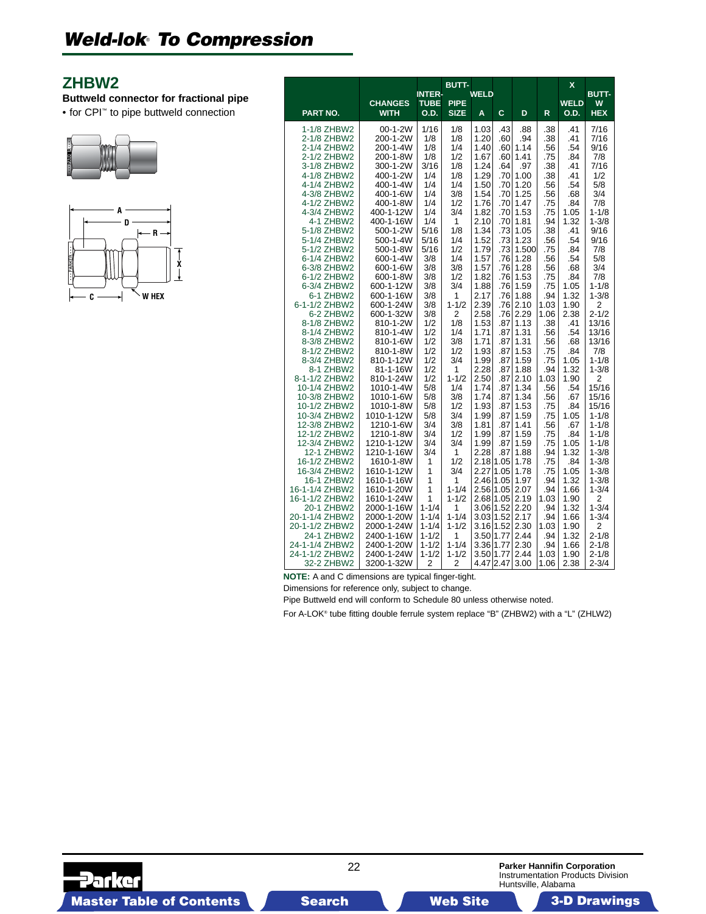# Weld-lok® To Compression

## ZHBW2

**Buttweld connector for fractional pipe**

- for CPI™ to pipe buttweld connection

| PART NO. | CHANGES WITH | INTER-TUBE O.D. | BUTT-PIPE SIZE | WELD A | C | D | R | X WELD O.D. | BUTT-W HEX |
|---|---|---|---|---|---|---|---|---|---|
| 1-1/8 ZHBW2 | 00-1-2W | 1/16 | 1/8 | 1.03 | .43 | .88 | .38 | .41 | 7/16 |
| 2-1/8 ZHBW2 | 200-1-2W | 1/8 | 1/8 | 1.20 | .60 | .94 | .38 | .41 | 7/16 |
| 2-1/4 ZHBW2 | 200-1-4W | 1/8 | 1/4 | 1.40 | .60 | 1.14 | .56 | .54 | 9/16 |
| 2-1/2 ZHBW2 | 200-1-8W | 1/8 | 1/2 | 1.67 | .60 | 1.41 | .75 | .84 | 7/8 |
| 3-1/8 ZHBW2 | 300-1-2W | 3/16 | 1/8 | 1.24 | .64 | .97 | .38 | .41 | 7/16 |
| 4-1/8 ZHBW2 | 400-1-2W | 1/4 | 1/8 | 1.29 | .70 | 1.00 | .38 | .41 | 1/2 |
| 4-1/4 ZHBW2 | 400-1-4W | 1/4 | 1/4 | 1.50 | .70 | 1.20 | .56 | .54 | 5/8 |
| 4-3/8 ZHBW2 | 400-1-6W | 1/4 | 3/8 | 1.54 | .70 | 1.25 | .56 | .68 | 3/4 |
| 4-1/2 ZHBW2 | 400-1-8W | 1/4 | 1/2 | 1.76 | .70 | 1.47 | .75 | .84 | 7/8 |
| 4-3/4 ZHBW2 | 400-1-12W | 1/4 | 3/4 | 1.82 | .70 | 1.53 | .75 | 1.05 | 1-1/8 |
| 4-1 ZHBW2 | 400-1-16W | 1/4 | 1 | 2.10 | .70 | 1.81 | .94 | 1.32 | 1-3/8 |
| 5-1/8 ZHBW2 | 500-1-2W | 5/16 | 1/8 | 1.34 | .73 | 1.05 | .38 | .41 | 9/16 |
| 5-1/4 ZHBW2 | 500-1-4W | 5/16 | 1/4 | 1.52 | .73 | 1.23 | .56 | .54 | 9/16 |
| 5-1/2 ZHBW2 | 500-1-8W | 5/16 | 1/2 | 1.79 | .73 | 1.500 | .75 | .84 | 7/8 |
| 6-1/4 ZHBW2 | 600-1-4W | 3/8 | 1/4 | 1.57 | .76 | 1.28 | .56 | .54 | 5/8 |
| 6-3/8 ZHBW2 | 600-1-6W | 3/8 | 3/8 | 1.57 | .76 | 1.28 | .56 | .68 | 3/4 |
| 6-1/2 ZHBW2 | 600-1-8W | 3/8 | 1/2 | 1.82 | .76 | 1.53 | .75 | .84 | 7/8 |
| 6-3/4 ZHBW2 | 600-1-12W | 3/8 | 3/4 | 1.88 | .76 | 1.59 | .75 | 1.05 | 1-1/8 |
| 6-1 ZHBW2 | 600-1-16W | 3/8 | 1 | 2.17 | .76 | 1.88 | .94 | 1.32 | 1-3/8 |
| 6-1-1/2 ZHBW2 | 600-1-24W | 3/8 | 1-1/2 | 2.39 | .76 | 2.10 | 1.03 | 1.90 | 2 |
| 6-2 ZHBW2 | 600-1-32W | 3/8 | 2 | 2.58 | .76 | 2.29 | 1.06 | 2.38 | 2-1/2 |
| 8-1/8 ZHBW2 | 810-1-2W | 1/2 | 1/8 | 1.53 | .87 | 1.13 | .38 | .41 | 13/16 |
| 8-1/4 ZHBW2 | 810-1-4W | 1/2 | 1/4 | 1.71 | .87 | 1.31 | .56 | .54 | 13/16 |
| 8-3/8 ZHBW2 | 810-1-6W | 1/2 | 3/8 | 1.71 | .87 | 1.31 | .56 | .68 | 13/16 |
| 8-1/2 ZHBW2 | 810-1-8W | 1/2 | 1/2 | 1.93 | .87 | 1.53 | .75 | .84 | 7/8 |
| 8-3/4 ZHBW2 | 810-1-12W | 1/2 | 3/4 | 1.99 | .87 | 1.59 | .75 | 1.05 | 1-1/8 |
| 8-1 ZHBW2 | 81-1-16W | 1/2 | 1 | 2.28 | .87 | 1.88 | .94 | 1.32 | 1-3/8 |
| 8-1-1/2 ZHBW2 | 810-1-24W | 1/2 | 1-1/2 | 2.50 | .87 | 2.10 | 1.03 | 1.90 | 2 |
| 10-1/4 ZHBW2 | 1010-1-4W | 5/8 | 1/4 | 1.74 | .87 | 1.34 | .56 | .54 | 15/16 |
| 10-3/8 ZHBW2 | 1010-1-6W | 5/8 | 3/8 | 1.74 | .87 | 1.34 | .56 | .67 | 15/16 |
| 10-1/2 ZHBW2 | 1010-1-8W | 5/8 | 1/2 | 1.93 | .87 | 1.53 | .75 | .84 | 15/16 |
| 10-3/4 ZHBW2 | 1010-1-12W | 5/8 | 3/4 | 1.99 | .87 | 1.59 | .75 | 1.05 | 1-1/8 |
| 12-3/8 ZHBW2 | 1210-1-6W | 3/4 | 3/8 | 1.81 | .87 | 1.41 | .56 | .67 | 1-1/8 |
| 12-1/2 ZHBW2 | 1210-1-8W | 3/4 | 1/2 | 1.99 | .87 | 1.59 | .75 | .84 | 1-1/8 |
| 12-3/4 ZHBW2 | 1210-1-12W | 3/4 | 3/4 | 1.99 | .87 | 1.59 | .75 | 1.05 | 1-1/8 |
| 12-1 ZHBW2 | 1210-1-16W | 3/4 | 1 | 2.28 | .87 | 1.88 | .94 | 1.32 | 1-3/8 |
| 16-1/2 ZHBW2 | 1610-1-8W | 1 | 1/2 | 2.18 | 1.05 | 1.78 | .75 | .84 | 1-3/8 |
| 16-3/4 ZHBW2 | 1610-1-12W | 1 | 3/4 | 2.27 | 1.05 | 1.78 | .75 | 1.05 | 1-3/8 |
| 16-1 ZHBW2 | 1610-1-16W | 1 | 1 | 2.46 | 1.05 | 1.97 | .94 | 1.32 | 1-3/8 |
| 16-1-1/4 ZHBW2 | 1610-1-20W | 1 | 1-1/4 | 2.56 | 1.05 | 2.07 | .94 | 1.66 | 1-3/4 |
| 16-1-1/2 ZHBW2 | 1610-1-24W | 1 | 1-1/2 | 2.68 | 1.05 | 2.19 | 1.03 | 1.90 | 2 |
| 20-1 ZHBW2 | 2000-1-16W | 1-1/4 | 1 | 3.06 | 1.52 | 2.20 | .94 | 1.32 | 1-3/4 |
| 20-1-1/4 ZHBW2 | 2000-1-20W | 1-1/4 | 1-1/4 | 3.03 | 1.52 | 2.17 | .94 | 1.66 | 1-3/4 |
| 20-1-1/2 ZHBW2 | 2000-1-24W | 1-1/4 | 1-1/2 | 3.16 | 1.52 | 2.30 | 1.03 | 1.90 | 2 |
| 24-1 ZHBW2 | 2400-1-16W | 1-1/2 | 1 | 3.50 | 1.77 | 2.44 | .94 | 1.32 | 2-1/8 |
| 24-1-1/4 ZHBW2 | 2400-1-20W | 1-1/2 | 1-1/4 | 3.36 | 1.77 | 2.30 | .94 | 1.66 | 2-1/8 |
| 24-1-1/2 ZHBW2 | 2400-1-24W | 1-1/2 | 1-1/2 | 3.50 | 1.77 | 2.44 | 1.03 | 1.90 | 2-1/8 |
| 32-2 ZHBW2 | 3200-1-32W | 2 | 2 | 4.47 | 2.47 | 3.00 | 1.06 | 2.38 | 2-3/4 |

**NOTE:** A and C dimensions are typical finger-tight.

Dimensions for reference only, subject to change.

Pipe Buttweld end will conform to Schedule 80 unless otherwise noted.

For A-LOK® tube fitting double ferrule system replace "B" (ZHBW2) with a "L" (ZHLW2)

**Parker Hannifin Corporation**
Instrumentation Products Division
Huntsville, Alabama

Master Table of Contents | Search | Web Site | 3-D Drawings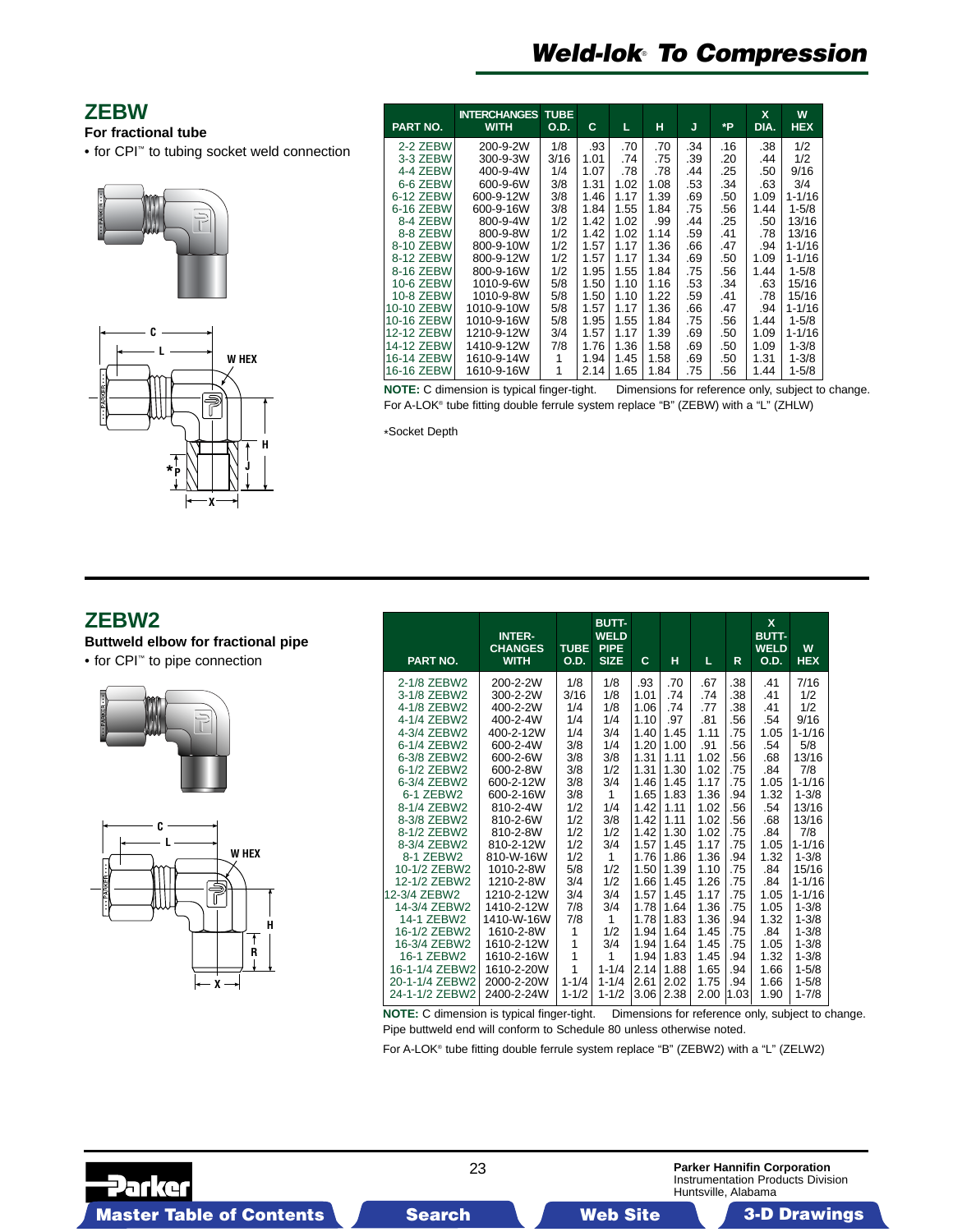# Weld-lok® To Compression

## ZEBW

**For fractional tube**

- for CPI™ to tubing socket weld connection

| PART NO. | INTERCHANGES WITH | TUBE O.D. | C | L | H | J | *P | X DIA. | W HEX |
|---|---|---|---|---|---|---|---|---|---|
| 2-2 ZEBW | 200-9-2W | 1/8 | .93 | .70 | .70 | .34 | .16 | .38 | 1/2 |
| 3-3 ZEBW | 300-9-3W | 3/16 | 1.01 | .74 | .75 | .39 | .20 | .44 | 1/2 |
| 4-4 ZEBW | 400-9-4W | 1/4 | 1.07 | .78 | .78 | .44 | .25 | .50 | 9/16 |
| 6-6 ZEBW | 600-9-6W | 3/8 | 1.31 | 1.02 | 1.08 | .53 | .34 | .63 | 3/4 |
| 6-12 ZEBW | 600-9-12W | 3/8 | 1.46 | 1.17 | 1.39 | .69 | .50 | 1.09 | 1-1/16 |
| 6-16 ZEBW | 600-9-16W | 3/8 | 1.84 | 1.55 | 1.84 | .75 | .56 | 1.44 | 1-5/8 |
| 8-4 ZEBW | 800-9-4W | 1/2 | 1.42 | 1.02 | .99 | .44 | .25 | .50 | 13/16 |
| 8-8 ZEBW | 800-9-8W | 1/2 | 1.42 | 1.02 | 1.14 | .59 | .41 | .78 | 13/16 |
| 8-10 ZEBW | 800-9-10W | 1/2 | 1.57 | 1.17 | 1.36 | .66 | .47 | .94 | 1-1/16 |
| 8-12 ZEBW | 800-9-12W | 1/2 | 1.57 | 1.17 | 1.34 | .69 | .50 | 1.09 | 1-1/16 |
| 8-16 ZEBW | 800-9-16W | 1/2 | 1.95 | 1.55 | 1.84 | .75 | .56 | 1.44 | 1-5/8 |
| 10-6 ZEBW | 1010-9-6W | 5/8 | 1.50 | 1.10 | 1.16 | .53 | .34 | .63 | 15/16 |
| 10-8 ZEBW | 1010-9-8W | 5/8 | 1.50 | 1.10 | 1.22 | .59 | .41 | .78 | 15/16 |
| 10-10 ZEBW | 1010-9-10W | 5/8 | 1.57 | 1.17 | 1.36 | .66 | .47 | .94 | 1-1/16 |
| 10-16 ZEBW | 1010-9-16W | 5/8 | 1.95 | 1.55 | 1.84 | .75 | .56 | 1.44 | 1-5/8 |
| 12-12 ZEBW | 1210-9-12W | 3/4 | 1.57 | 1.17 | 1.39 | .69 | .50 | 1.09 | 1-1/16 |
| 14-12 ZEBW | 1410-9-12W | 7/8 | 1.76 | 1.36 | 1.58 | .69 | .50 | 1.09 | 1-3/8 |
| 16-14 ZEBW | 1610-9-14W | 1 | 1.94 | 1.45 | 1.58 | .69 | .50 | 1.31 | 1-3/8 |
| 16-16 ZEBW | 1610-9-16W | 1 | 2.14 | 1.65 | 1.84 | .75 | .56 | 1.44 | 1-5/8 |

**NOTE:** C dimension is typical finger-tight. Dimensions for reference only, subject to change.

For A-LOK® tube fitting double ferrule system replace "B" (ZEBW) with a "L" (ZHLW)

*Socket Depth

## ZEBW2

**Buttweld elbow for fractional pipe**

- for CPI™ to pipe connection

| PART NO. | INTER-CHANGES WITH | TUBE O.D. | BUTT-WELD PIPE SIZE | C | H | L | R | X BUTT-WELD O.D. | W HEX |
|---|---|---|---|---|---|---|---|---|---|
| 2-1/8 ZEBW2 | 200-2-2W | 1/8 | 1/8 | .93 | .70 | .67 | .38 | .41 | 7/16 |
| 3-1/8 ZEBW2 | 300-2-2W | 3/16 | 1/8 | 1.01 | .74 | .74 | .38 | .41 | 1/2 |
| 4-1/8 ZEBW2 | 400-2-2W | 1/4 | 1/8 | 1.06 | .74 | .77 | .38 | .41 | 1/2 |
| 4-1/4 ZEBW2 | 400-2-4W | 1/4 | 1/4 | 1.10 | .97 | .81 | .56 | .54 | 9/16 |
| 4-3/4 ZEBW2 | 400-2-12W | 1/4 | 3/4 | 1.40 | 1.45 | 1.11 | .75 | 1.05 | 1-1/16 |
| 6-1/4 ZEBW2 | 600-2-4W | 3/8 | 1/4 | 1.20 | 1.00 | .91 | .56 | .54 | 5/8 |
| 6-3/8 ZEBW2 | 600-2-6W | 3/8 | 3/8 | 1.31 | 1.11 | 1.02 | .56 | .68 | 13/16 |
| 6-1/2 ZEBW2 | 600-2-8W | 3/8 | 1/2 | 1.31 | 1.30 | 1.02 | .75 | .84 | 7/8 |
| 6-3/4 ZEBW2 | 600-2-12W | 3/8 | 3/4 | 1.46 | 1.45 | 1.17 | .75 | 1.05 | 1-1/16 |
| 6-1 ZEBW2 | 600-2-16W | 3/8 | 1 | 1.65 | 1.83 | 1.36 | .94 | 1.32 | 1-3/8 |
| 8-1/4 ZEBW2 | 810-2-4W | 1/2 | 1/4 | 1.42 | 1.11 | 1.02 | .56 | .54 | 13/16 |
| 8-3/8 ZEBW2 | 810-2-6W | 1/2 | 3/8 | 1.42 | 1.11 | 1.02 | .56 | .68 | 13/16 |
| 8-1/2 ZEBW2 | 810-2-8W | 1/2 | 1/2 | 1.42 | 1.30 | 1.02 | .75 | .84 | 7/8 |
| 8-3/4 ZEBW2 | 810-2-12W | 1/2 | 3/4 | 1.57 | 1.45 | 1.17 | .75 | 1.05 | 1-1/16 |
| 8-1 ZEBW2 | 810-W-16W | 1/2 | 1 | 1.76 | 1.86 | 1.36 | .94 | 1.32 | 1-3/8 |
| 10-1/2 ZEBW2 | 1010-2-8W | 5/8 | 1/2 | 1.50 | 1.39 | 1.10 | .75 | .84 | 15/16 |
| 12-1/2 ZEBW2 | 1210-2-8W | 3/4 | 1/2 | 1.66 | 1.45 | 1.26 | .75 | .84 | 1-1/16 |
| 12-3/4 ZEBW2 | 1210-2-12W | 3/4 | 3/4 | 1.57 | 1.45 | 1.17 | .75 | 1.05 | 1-1/16 |
| 14-3/4 ZEBW2 | 1410-2-12W | 7/8 | 3/4 | 1.78 | 1.64 | 1.36 | .75 | 1.05 | 1-3/8 |
| 14-1 ZEBW2 | 1410-W-16W | 7/8 | 1 | 1.78 | 1.83 | 1.36 | .94 | 1.32 | 1-3/8 |
| 16-1/2 ZEBW2 | 1610-2-8W | 1 | 1/2 | 1.94 | 1.64 | 1.45 | .75 | .84 | 1-3/8 |
| 16-3/4 ZEBW2 | 1610-2-12W | 1 | 3/4 | 1.94 | 1.64 | 1.45 | .75 | 1.05 | 1-3/8 |
| 16-1 ZEBW2 | 1610-2-16W | 1 | 1 | 1.94 | 1.83 | 1.45 | .94 | 1.32 | 1-3/8 |
| 16-1-1/4 ZEBW2 | 1610-2-20W | 1 | 1-1/4 | 2.14 | 1.88 | 1.65 | .94 | 1.66 | 1-5/8 |
| 20-1-1/4 ZEBW2 | 2000-2-20W | 1-1/4 | 1-1/4 | 2.61 | 2.02 | 1.75 | .94 | 1.66 | 1-5/8 |
| 24-1-1/2 ZEBW2 | 2400-2-24W | 1-1/2 | 1-1/2 | 3.06 | 2.38 | 2.00 | 1.03 | 1.90 | 1-7/8 |

**NOTE:** C dimension is typical finger-tight. Dimensions for reference only, subject to change.

Pipe buttweld end will conform to Schedule 80 unless otherwise noted.

For A-LOK® tube fitting double ferrule system replace "B" (ZEBW2) with a "L" (ZELW2)

**Parker Hannifin Corporation**
Instrumentation Products Division
Huntsville, Alabama

Master Table of Contents | Search | Web Site | 3-D Drawings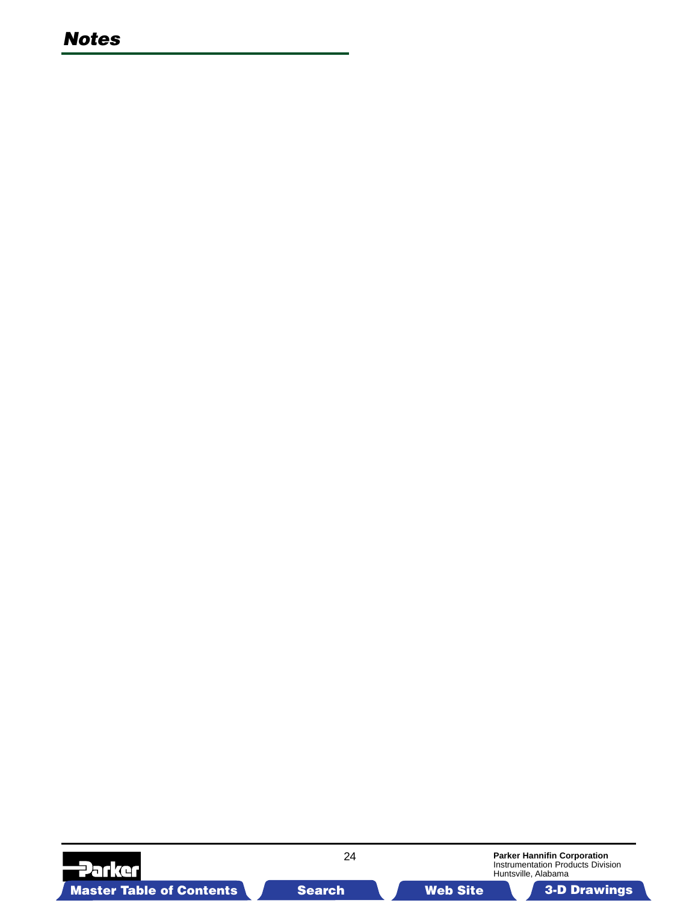## *Notes*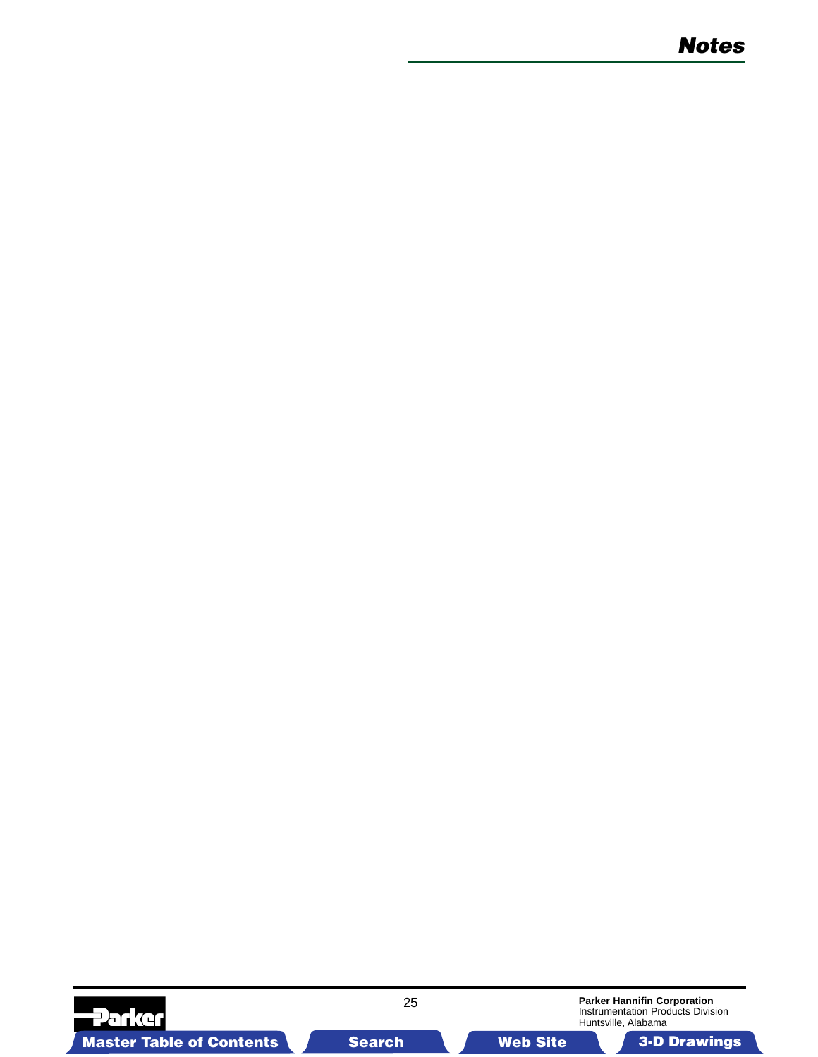# Notes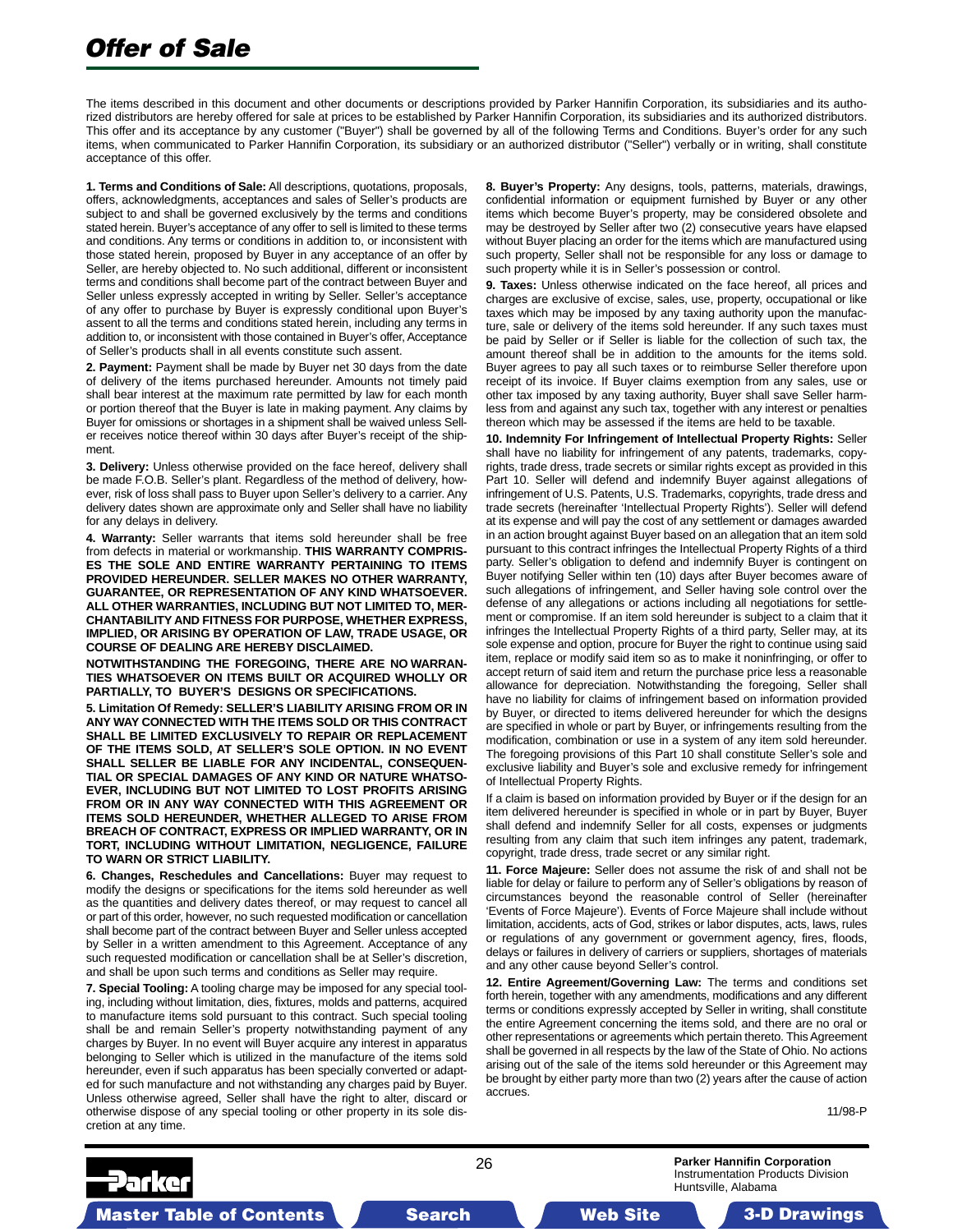# Offer of Sale

The items described in this document and other documents or descriptions provided by Parker Hannifin Corporation, its subsidiaries and its authorized distributors are hereby offered for sale at prices to be established by Parker Hannifin Corporation, its subsidiaries and its authorized distributors. This offer and its acceptance by any customer ("Buyer") shall be governed by all of the following Terms and Conditions. Buyer's order for any such items, when communicated to Parker Hannifin Corporation, its subsidiary or an authorized distributor ("Seller") verbally or in writing, shall constitute acceptance of this offer.

**1. Terms and Conditions of Sale:** All descriptions, quotations, proposals, offers, acknowledgments, acceptances and sales of Seller's products are subject to and shall be governed exclusively by the terms and conditions stated herein. Buyer's acceptance of any offer to sell is limited to these terms and conditions. Any terms or conditions in addition to, or inconsistent with those stated herein, proposed by Buyer in any acceptance of an offer by Seller, are hereby objected to. No such additional, different or inconsistent terms and conditions shall become part of the contract between Buyer and Seller unless expressly accepted in writing by Seller. Seller's acceptance of any offer to purchase by Buyer is expressly conditional upon Buyer's assent to all the terms and conditions stated herein, including any terms in addition to, or inconsistent with those contained in Buyer's offer, Acceptance of Seller's products shall in all events constitute such assent.

**2. Payment:** Payment shall be made by Buyer net 30 days from the date of delivery of the items purchased hereunder. Amounts not timely paid shall bear interest at the maximum rate permitted by law for each month or portion thereof that the Buyer is late in making payment. Any claims by Buyer for omissions or shortages in a shipment shall be waived unless Seller receives notice thereof within 30 days after Buyer's receipt of the shipment.

**3. Delivery:** Unless otherwise provided on the face hereof, delivery shall be made F.O.B. Seller's plant. Regardless of the method of delivery, however, risk of loss shall pass to Buyer upon Seller's delivery to a carrier. Any delivery dates shown are approximate only and Seller shall have no liability for any delays in delivery.

**4. Warranty:** Seller warrants that items sold hereunder shall be free from defects in material or workmanship. **THIS WARRANTY COMPRISES THE SOLE AND ENTIRE WARRANTY PERTAINING TO ITEMS PROVIDED HEREUNDER. SELLER MAKES NO OTHER WARRANTY, GUARANTEE, OR REPRESENTATION OF ANY KIND WHATSOEVER. ALL OTHER WARRANTIES, INCLUDING BUT NOT LIMITED TO, MERCHANTABILITY AND FITNESS FOR PURPOSE, WHETHER EXPRESS, IMPLIED, OR ARISING BY OPERATION OF LAW, TRADE USAGE, OR COURSE OF DEALING ARE HEREBY DISCLAIMED.**

**NOTWITHSTANDING THE FOREGOING, THERE ARE NO WARRANTIES WHATSOEVER ON ITEMS BUILT OR ACQUIRED WHOLLY OR PARTIALLY, TO BUYER'S DESIGNS OR SPECIFICATIONS.**

**5. Limitation Of Remedy: SELLER'S LIABILITY ARISING FROM OR IN ANY WAY CONNECTED WITH THE ITEMS SOLD OR THIS CONTRACT SHALL BE LIMITED EXCLUSIVELY TO REPAIR OR REPLACEMENT OF THE ITEMS SOLD, AT SELLER'S SOLE OPTION. IN NO EVENT SHALL SELLER BE LIABLE FOR ANY INCIDENTAL, CONSEQUENTIAL OR SPECIAL DAMAGES OF ANY KIND OR NATURE WHATSOEVER, INCLUDING BUT NOT LIMITED TO LOST PROFITS ARISING FROM OR IN ANY WAY CONNECTED WITH THIS AGREEMENT OR ITEMS SOLD HEREUNDER, WHETHER ALLEGED TO ARISE FROM BREACH OF CONTRACT, EXPRESS OR IMPLIED WARRANTY, OR IN TORT, INCLUDING WITHOUT LIMITATION, NEGLIGENCE, FAILURE TO WARN OR STRICT LIABILITY.**

**6. Changes, Reschedules and Cancellations:** Buyer may request to modify the designs or specifications for the items sold hereunder as well as the quantities and delivery dates thereof, or may request to cancel all or part of this order, however, no such requested modification or cancellation shall become part of the contract between Buyer and Seller unless accepted by Seller in a written amendment to this Agreement. Acceptance of any such requested modification or cancellation shall be at Seller's discretion, and shall be upon such terms and conditions as Seller may require.

**7. Special Tooling:** A tooling charge may be imposed for any special tooling, including without limitation, dies, fixtures, molds and patterns, acquired to manufacture items sold pursuant to this contract. Such special tooling shall be and remain Seller's property notwithstanding payment of any charges by Buyer. In no event will Buyer acquire any interest in apparatus belonging to Seller which is utilized in the manufacture of the items sold hereunder, even if such apparatus has been specially converted or adapted for such manufacture and not withstanding any charges paid by Buyer. Unless otherwise agreed, Seller shall have the right to alter, discard or otherwise dispose of any special tooling or other property in its sole discretion at any time.

**8. Buyer's Property:** Any designs, tools, patterns, materials, drawings, confidential information or equipment furnished by Buyer or any other items which become Buyer's property, may be considered obsolete and may be destroyed by Seller after two (2) consecutive years have elapsed without Buyer placing an order for the items which are manufactured using such property, Seller shall not be responsible for any loss or damage to such property while it is in Seller's possession or control.

**9. Taxes:** Unless otherwise indicated on the face hereof, all prices and charges are exclusive of excise, sales, use, property, occupational or like taxes which may be imposed by any taxing authority upon the manufacture, sale or delivery of the items sold hereunder. If any such taxes must be paid by Seller or if Seller is liable for the collection of such tax, the amount thereof shall be in addition to the amounts for the items sold. Buyer agrees to pay all such taxes or to reimburse Seller therefore upon receipt of its invoice. If Buyer claims exemption from any sales, use or other tax imposed by any taxing authority, Buyer shall save Seller harmless from and against any such tax, together with any interest or penalties thereon which may be assessed if the items are held to be taxable.

**10. Indemnity For Infringement of Intellectual Property Rights:** Seller shall have no liability for infringement of any patents, trademarks, copyrights, trade dress, trade secrets or similar rights except as provided in this Part 10. Seller will defend and indemnify Buyer against allegations of infringement of U.S. Patents, U.S. Trademarks, copyrights, trade dress and trade secrets (hereinafter 'Intellectual Property Rights'). Seller will defend at its expense and will pay the cost of any settlement or damages awarded in an action brought against Buyer based on an allegation that an item sold pursuant to this contract infringes the Intellectual Property Rights of a third party. Seller's obligation to defend and indemnify Buyer is contingent on Buyer notifying Seller within ten (10) days after Buyer becomes aware of such allegations of infringement, and Seller having sole control over the defense of any allegations or actions including all negotiations for settlement or compromise. If an item sold hereunder is subject to a claim that it infringes the Intellectual Property Rights of a third party, Seller may, at its sole expense and option, procure for Buyer the right to continue using said item, replace or modify said item so as to make it noninfringing, or offer to accept return of said item and return the purchase price less a reasonable allowance for depreciation. Notwithstanding the foregoing, Seller shall have no liability for claims of infringement based on information provided by Buyer, or directed to items delivered hereunder for which the designs are specified in whole or part by Buyer, or infringements resulting from the modification, combination or use in a system of any item sold hereunder. The foregoing provisions of this Part 10 shall constitute Seller's sole and exclusive liability and Buyer's sole and exclusive remedy for infringement of Intellectual Property Rights.

If a claim is based on information provided by Buyer or if the design for an item delivered hereunder is specified in whole or in part by Buyer, Buyer shall defend and indemnify Seller for all costs, expenses or judgments resulting from any claim that such item infringes any patent, trademark, copyright, trade dress, trade secret or any similar right.

**11. Force Majeure:** Seller does not assume the risk of and shall not be liable for delay or failure to perform any of Seller's obligations by reason of circumstances beyond the reasonable control of Seller (hereinafter 'Events of Force Majeure'). Events of Force Majeure shall include without limitation, accidents, acts of God, strikes or labor disputes, acts, laws, rules or regulations of any government or government agency, fires, floods, delays or failures in delivery of carriers or suppliers, shortages of materials and any other cause beyond Seller's control.

**12. Entire Agreement/Governing Law:** The terms and conditions set forth herein, together with any amendments, modifications and any different terms or conditions expressly accepted by Seller in writing, shall constitute the entire Agreement concerning the items sold, and there are no oral or other representations or agreements which pertain thereto. This Agreement shall be governed in all respects by the law of the State of Ohio. No actions arising out of the sale of the items sold hereunder or this Agreement may be brought by either party more than two (2) years after the cause of action accrues.

11/98-P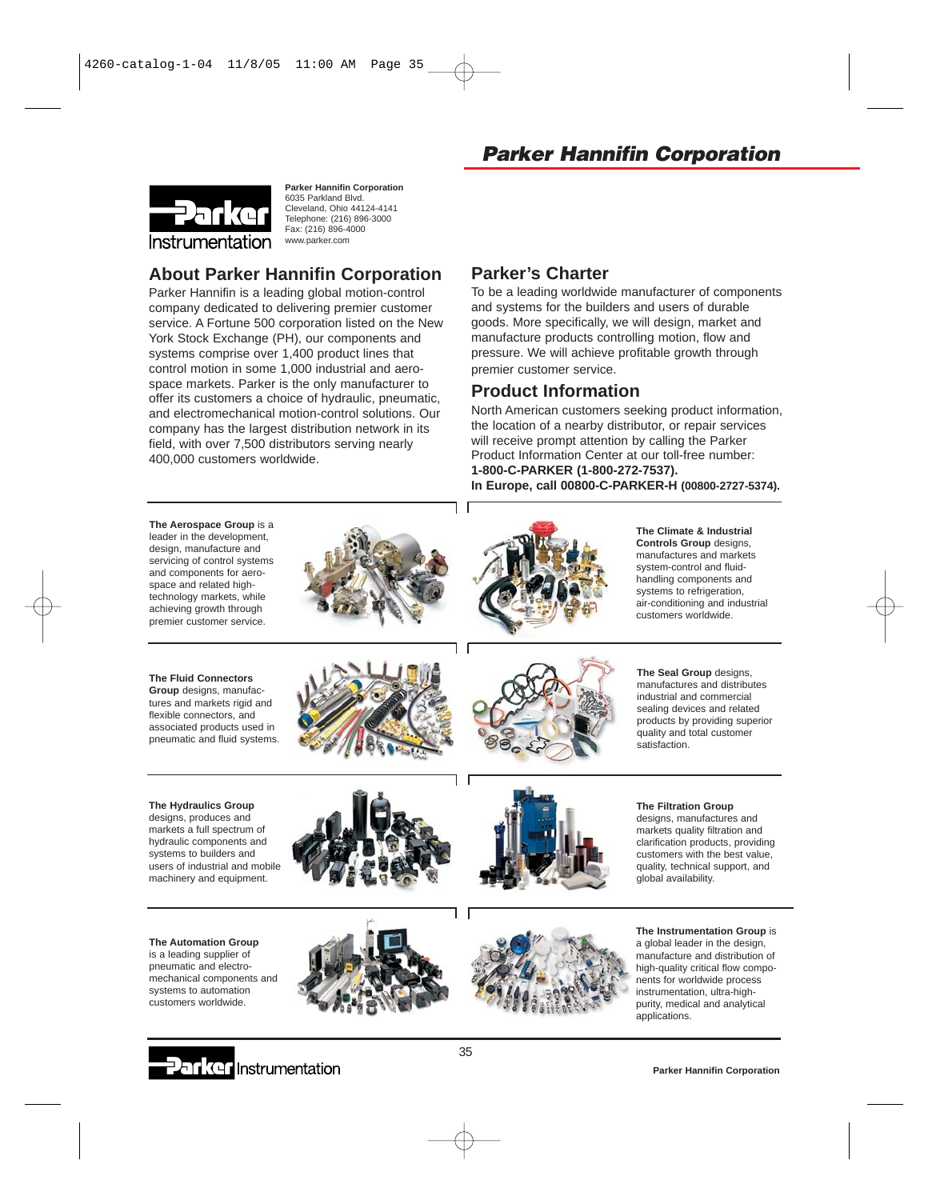# Parker Hannifin Corporation

**Parker Hannifin Corporation**
6035 Parkland Blvd.
Cleveland, Ohio 44124-4141
Telephone: (216) 896-3000
Fax: (216) 896-4000
www.parker.com

## About Parker Hannifin Corporation

Parker Hannifin is a leading global motion-control company dedicated to delivering premier customer service. A Fortune 500 corporation listed on the New York Stock Exchange (PH), our components and systems comprise over 1,400 product lines that control motion in some 1,000 industrial and aerospace markets. Parker is the only manufacturer to offer its customers a choice of hydraulic, pneumatic, and electromechanical motion-control solutions. Our company has the largest distribution network in its field, with over 7,500 distributors serving nearly 400,000 customers worldwide.

## Parker's Charter

To be a leading worldwide manufacturer of components and systems for the builders and users of durable goods. More specifically, we will design, market and manufacture products controlling motion, flow and pressure. We will achieve profitable growth through premier customer service.

## Product Information

North American customers seeking product information, the location of a nearby distributor, or repair services will receive prompt attention by calling the Parker Product Information Center at our toll-free number:
**1-800-C-PARKER (1-800-272-7537).**
**In Europe, call 00800-C-PARKER-H (00800-2727-5374).**

**The Aerospace Group** is a leader in the development, design, manufacture and servicing of control systems and components for aerospace and related high-technology markets, while achieving growth through premier customer service.

**The Climate & Industrial Controls Group** designs, manufactures and markets system-control and fluid-handling components and systems to refrigeration, air-conditioning and industrial customers worldwide.

**The Fluid Connectors Group** designs, manufactures and markets rigid and flexible connectors, and associated products used in pneumatic and fluid systems.

**The Seal Group** designs, manufactures and distributes industrial and commercial sealing devices and related products by providing superior quality and total customer satisfaction.

**The Hydraulics Group** designs, produces and markets a full spectrum of hydraulic components and systems to builders and users of industrial and mobile machinery and equipment.

**The Filtration Group** designs, manufactures and markets quality filtration and clarification products, providing customers with the best value, quality, technical support, and global availability.

**The Automation Group** is a leading supplier of pneumatic and electromechanical components and systems to automation customers worldwide.

**The Instrumentation Group** is a global leader in the design, manufacture and distribution of high-quality critical flow components for worldwide process instrumentation, ultra-high-purity, medical and analytical applications.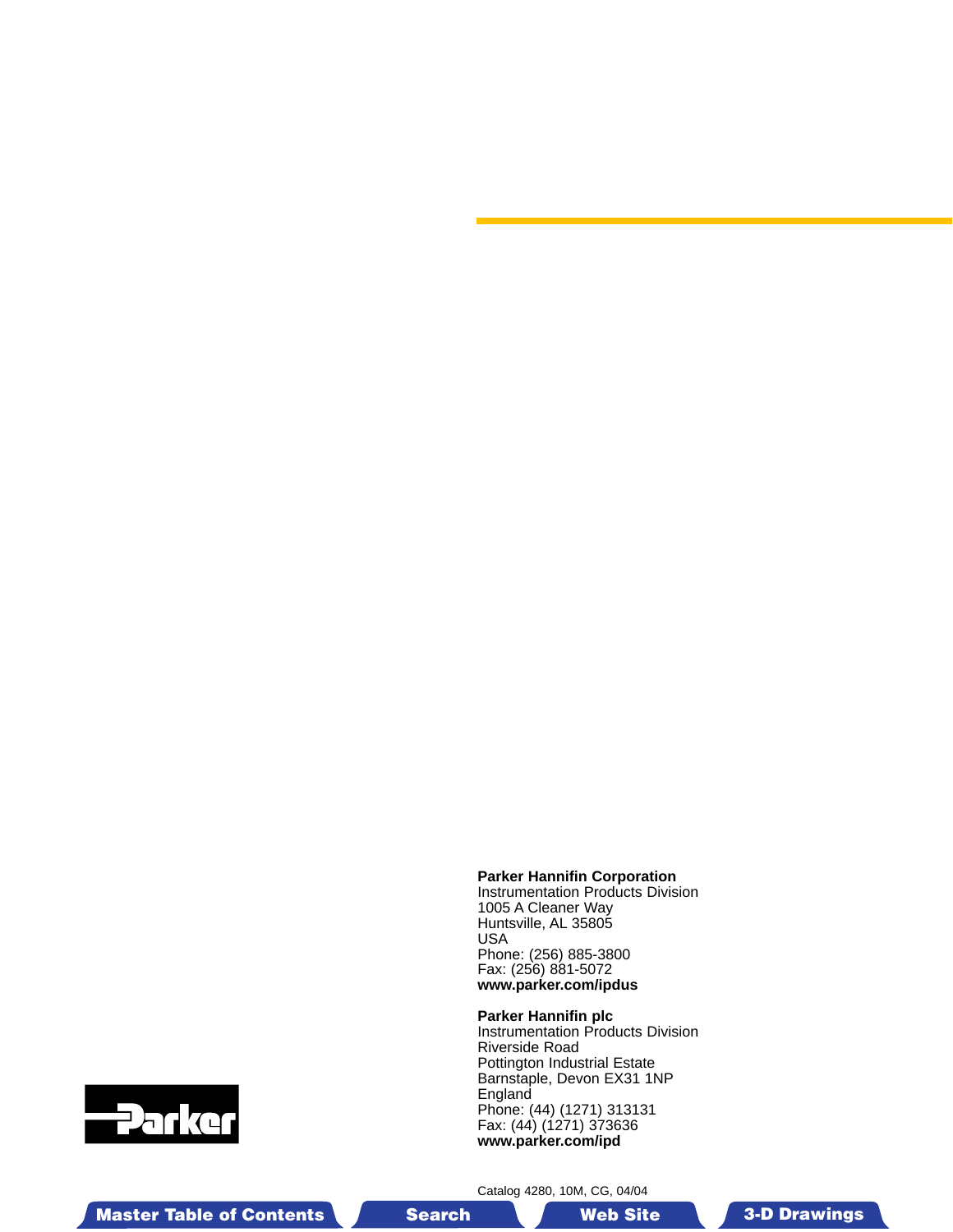**Parker Hannifin Corporation**
Instrumentation Products Division
1005 A Cleaner Way
Huntsville, AL 35805
USA
Phone: (256) 885-3800
Fax: (256) 881-5072
**www.parker.com/ipdus**

**Parker Hannifin plc**
Instrumentation Products Division
Riverside Road
Pottington Industrial Estate
Barnstaple, Devon EX31 1NP
England
Phone: (44) (1271) 313131
Fax: (44) (1271) 373636
**www.parker.com/ipd**

Catalog 4280, 10M, CG, 04/04

Master Table of Contents | Search | Web Site | 3-D Drawings